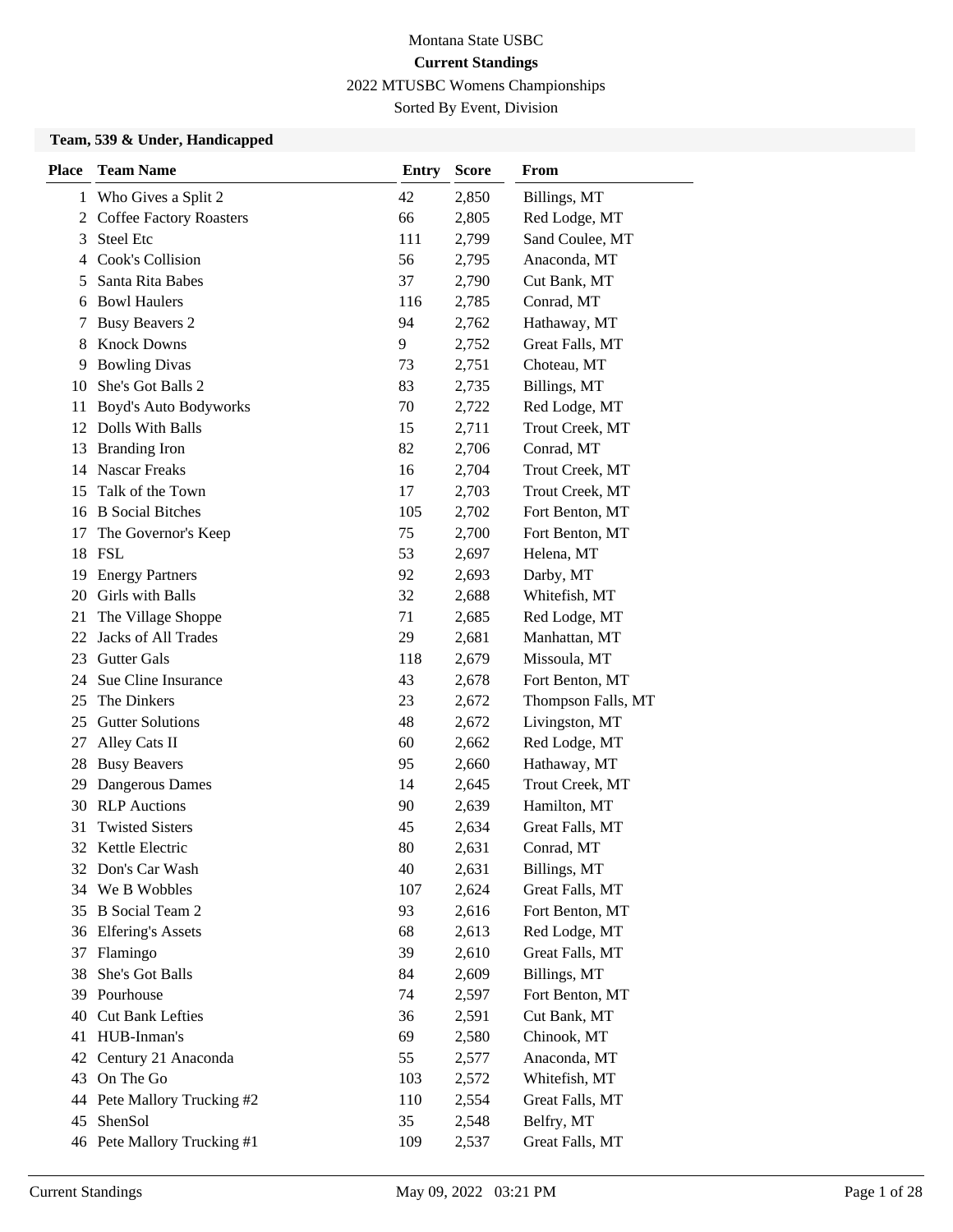Montana State USBC

**Current Standings**

2022 MTUSBC Womens Championships

Sorted By Event, Division

### Team, 539 & Under, Handicapped

| Place | Team Name | Entry | Score | From |
|---|---|---|---|---|
| 1 | Who Gives a Split 2 | 42 | 2,850 | Billings, MT |
| 2 | Coffee Factory Roasters | 66 | 2,805 | Red Lodge, MT |
| 3 | Steel Etc | 111 | 2,799 | Sand Coulee, MT |
| 4 | Cook's Collision | 56 | 2,795 | Anaconda, MT |
| 5 | Santa Rita Babes | 37 | 2,790 | Cut Bank, MT |
| 6 | Bowl Haulers | 116 | 2,785 | Conrad, MT |
| 7 | Busy Beavers 2 | 94 | 2,762 | Hathaway, MT |
| 8 | Knock Downs | 9 | 2,752 | Great Falls, MT |
| 9 | Bowling Divas | 73 | 2,751 | Choteau, MT |
| 10 | She's Got Balls 2 | 83 | 2,735 | Billings, MT |
| 11 | Boyd's Auto Bodyworks | 70 | 2,722 | Red Lodge, MT |
| 12 | Dolls With Balls | 15 | 2,711 | Trout Creek, MT |
| 13 | Branding Iron | 82 | 2,706 | Conrad, MT |
| 14 | Nascar Freaks | 16 | 2,704 | Trout Creek, MT |
| 15 | Talk of the Town | 17 | 2,703 | Trout Creek, MT |
| 16 | B Social Bitches | 105 | 2,702 | Fort Benton, MT |
| 17 | The Governor's Keep | 75 | 2,700 | Fort Benton, MT |
| 18 | FSL | 53 | 2,697 | Helena, MT |
| 19 | Energy Partners | 92 | 2,693 | Darby, MT |
| 20 | Girls with Balls | 32 | 2,688 | Whitefish, MT |
| 21 | The Village Shoppe | 71 | 2,685 | Red Lodge, MT |
| 22 | Jacks of All Trades | 29 | 2,681 | Manhattan, MT |
| 23 | Gutter Gals | 118 | 2,679 | Missoula, MT |
| 24 | Sue Cline Insurance | 43 | 2,678 | Fort Benton, MT |
| 25 | The Dinkers | 23 | 2,672 | Thompson Falls, MT |
| 25 | Gutter Solutions | 48 | 2,672 | Livingston, MT |
| 27 | Alley Cats II | 60 | 2,662 | Red Lodge, MT |
| 28 | Busy Beavers | 95 | 2,660 | Hathaway, MT |
| 29 | Dangerous Dames | 14 | 2,645 | Trout Creek, MT |
| 30 | RLP Auctions | 90 | 2,639 | Hamilton, MT |
| 31 | Twisted Sisters | 45 | 2,634 | Great Falls, MT |
| 32 | Kettle Electric | 80 | 2,631 | Conrad, MT |
| 32 | Don's Car Wash | 40 | 2,631 | Billings, MT |
| 34 | We B Wobbles | 107 | 2,624 | Great Falls, MT |
| 35 | B Social Team 2 | 93 | 2,616 | Fort Benton, MT |
| 36 | Elfering's Assets | 68 | 2,613 | Red Lodge, MT |
| 37 | Flamingo | 39 | 2,610 | Great Falls, MT |
| 38 | She's Got Balls | 84 | 2,609 | Billings, MT |
| 39 | Pourhouse | 74 | 2,597 | Fort Benton, MT |
| 40 | Cut Bank Lefties | 36 | 2,591 | Cut Bank, MT |
| 41 | HUB-Inman's | 69 | 2,580 | Chinook, MT |
| 42 | Century 21 Anaconda | 55 | 2,577 | Anaconda, MT |
| 43 | On The Go | 103 | 2,572 | Whitefish, MT |
| 44 | Pete Mallory Trucking #2 | 110 | 2,554 | Great Falls, MT |
| 45 | ShenSol | 35 | 2,548 | Belfry, MT |
| 46 | Pete Mallory Trucking #1 | 109 | 2,537 | Great Falls, MT |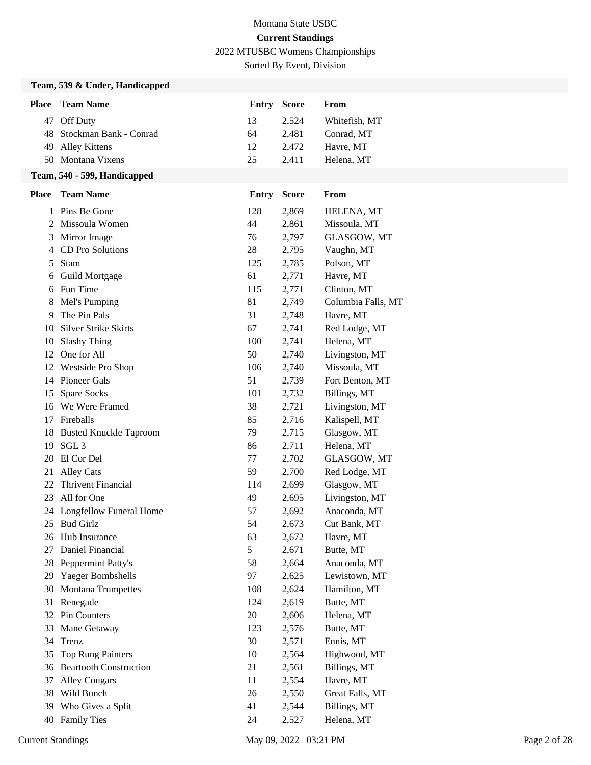Montana State USBC

**Current Standings**

2022 MTUSBC Womens Championships

Sorted By Event, Division

### Team, 539 & Under, Handicapped

| Place | Team Name | Entry | Score | From |
|---|---|---|---|---|
| 47 | Off Duty | 13 | 2,524 | Whitefish, MT |
| 48 | Stockman Bank - Conrad | 64 | 2,481 | Conrad, MT |
| 49 | Alley Kittens | 12 | 2,472 | Havre, MT |
| 50 | Montana Vixens | 25 | 2,411 | Helena, MT |

### Team, 540 - 599, Handicapped

| Place | Team Name | Entry | Score | From |
|---|---|---|---|---|
| 1 | Pins Be Gone | 128 | 2,869 | HELENA, MT |
| 2 | Missoula Women | 44 | 2,861 | Missoula, MT |
| 3 | Mirror Image | 76 | 2,797 | GLASGOW, MT |
| 4 | CD Pro Solutions | 28 | 2,795 | Vaughn, MT |
| 5 | Stam | 125 | 2,785 | Polson, MT |
| 6 | Guild Mortgage | 61 | 2,771 | Havre, MT |
| 6 | Fun Time | 115 | 2,771 | Clinton, MT |
| 8 | Mel's Pumping | 81 | 2,749 | Columbia Falls, MT |
| 9 | The Pin Pals | 31 | 2,748 | Havre, MT |
| 10 | Silver Strike Skirts | 67 | 2,741 | Red Lodge, MT |
| 10 | Slashy Thing | 100 | 2,741 | Helena, MT |
| 12 | One for All | 50 | 2,740 | Livingston, MT |
| 12 | Westside Pro Shop | 106 | 2,740 | Missoula, MT |
| 14 | Pioneer Gals | 51 | 2,739 | Fort Benton, MT |
| 15 | Spare Socks | 101 | 2,732 | Billings, MT |
| 16 | We Were Framed | 38 | 2,721 | Livingston, MT |
| 17 | Fireballs | 85 | 2,716 | Kalispell, MT |
| 18 | Busted Knuckle Taproom | 79 | 2,715 | Glasgow, MT |
| 19 | SGL 3 | 86 | 2,711 | Helena, MT |
| 20 | El Cor Del | 77 | 2,702 | GLASGOW, MT |
| 21 | Alley Cats | 59 | 2,700 | Red Lodge, MT |
| 22 | Thrivent Financial | 114 | 2,699 | Glasgow, MT |
| 23 | All for One | 49 | 2,695 | Livingston, MT |
| 24 | Longfellow Funeral Home | 57 | 2,692 | Anaconda, MT |
| 25 | Bud Girlz | 54 | 2,673 | Cut Bank, MT |
| 26 | Hub Insurance | 63 | 2,672 | Havre, MT |
| 27 | Daniel Financial | 5 | 2,671 | Butte, MT |
| 28 | Peppermint Patty's | 58 | 2,664 | Anaconda, MT |
| 29 | Yaeger Bombshells | 97 | 2,625 | Lewistown, MT |
| 30 | Montana Trumpettes | 108 | 2,624 | Hamilton, MT |
| 31 | Renegade | 124 | 2,619 | Butte, MT |
| 32 | Pin Counters | 20 | 2,606 | Helena, MT |
| 33 | Mane Getaway | 123 | 2,576 | Butte, MT |
| 34 | Trenz | 30 | 2,571 | Ennis, MT |
| 35 | Top Rung Painters | 10 | 2,564 | Highwood, MT |
| 36 | Beartooth Construction | 21 | 2,561 | Billings, MT |
| 37 | Alley Cougars | 11 | 2,554 | Havre, MT |
| 38 | Wild Bunch | 26 | 2,550 | Great Falls, MT |
| 39 | Who Gives a Split | 41 | 2,544 | Billings, MT |
| 40 | Family Ties | 24 | 2,527 | Helena, MT |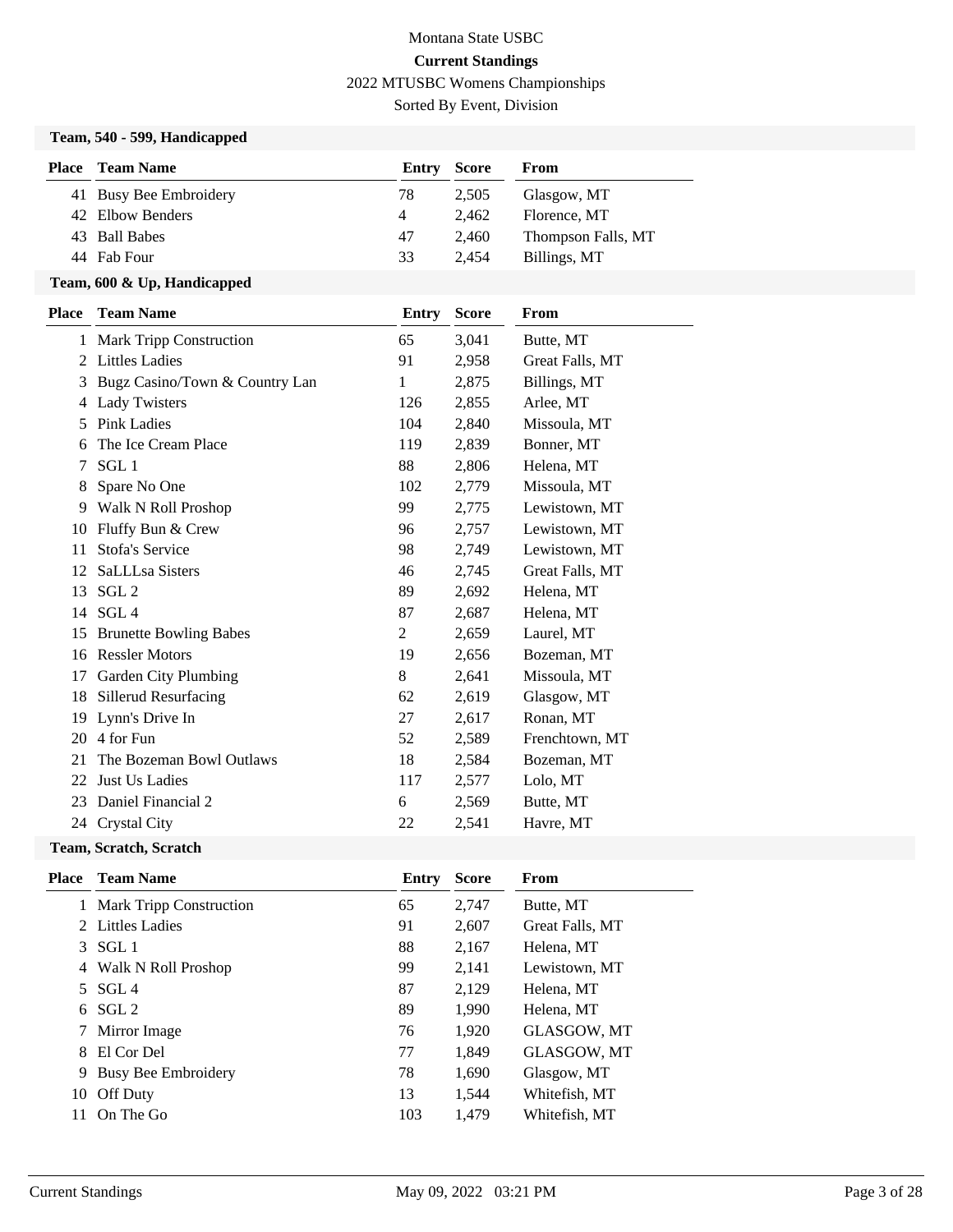# Montana State USBC

## Current Standings

2022 MTUSBC Womens Championships

Sorted By Event, Division

### Team, 540 - 599, Handicapped

| Place | Team Name | Entry | Score | From |
|---|---|---|---|---|
| 41 | Busy Bee Embroidery | 78 | 2,505 | Glasgow, MT |
| 42 | Elbow Benders | 4 | 2,462 | Florence, MT |
| 43 | Ball Babes | 47 | 2,460 | Thompson Falls, MT |
| 44 | Fab Four | 33 | 2,454 | Billings, MT |

### Team, 600 & Up, Handicapped

| Place | Team Name | Entry | Score | From |
|---|---|---|---|---|
| 1 | Mark Tripp Construction | 65 | 3,041 | Butte, MT |
| 2 | Littles Ladies | 91 | 2,958 | Great Falls, MT |
| 3 | Bugz Casino/Town & Country Lan | 1 | 2,875 | Billings, MT |
| 4 | Lady Twisters | 126 | 2,855 | Arlee, MT |
| 5 | Pink Ladies | 104 | 2,840 | Missoula, MT |
| 6 | The Ice Cream Place | 119 | 2,839 | Bonner, MT |
| 7 | SGL 1 | 88 | 2,806 | Helena, MT |
| 8 | Spare No One | 102 | 2,779 | Missoula, MT |
| 9 | Walk N Roll Proshop | 99 | 2,775 | Lewistown, MT |
| 10 | Fluffy Bun & Crew | 96 | 2,757 | Lewistown, MT |
| 11 | Stofa's Service | 98 | 2,749 | Lewistown, MT |
| 12 | SaLLLsa Sisters | 46 | 2,745 | Great Falls, MT |
| 13 | SGL 2 | 89 | 2,692 | Helena, MT |
| 14 | SGL 4 | 87 | 2,687 | Helena, MT |
| 15 | Brunette Bowling Babes | 2 | 2,659 | Laurel, MT |
| 16 | Ressler Motors | 19 | 2,656 | Bozeman, MT |
| 17 | Garden City Plumbing | 8 | 2,641 | Missoula, MT |
| 18 | Sillerud Resurfacing | 62 | 2,619 | Glasgow, MT |
| 19 | Lynn's Drive In | 27 | 2,617 | Ronan, MT |
| 20 | 4 for Fun | 52 | 2,589 | Frenchtown, MT |
| 21 | The Bozeman Bowl Outlaws | 18 | 2,584 | Bozeman, MT |
| 22 | Just Us Ladies | 117 | 2,577 | Lolo, MT |
| 23 | Daniel Financial 2 | 6 | 2,569 | Butte, MT |
| 24 | Crystal City | 22 | 2,541 | Havre, MT |

### Team, Scratch, Scratch

| Place | Team Name | Entry | Score | From |
|---|---|---|---|---|
| 1 | Mark Tripp Construction | 65 | 2,747 | Butte, MT |
| 2 | Littles Ladies | 91 | 2,607 | Great Falls, MT |
| 3 | SGL 1 | 88 | 2,167 | Helena, MT |
| 4 | Walk N Roll Proshop | 99 | 2,141 | Lewistown, MT |
| 5 | SGL 4 | 87 | 2,129 | Helena, MT |
| 6 | SGL 2 | 89 | 1,990 | Helena, MT |
| 7 | Mirror Image | 76 | 1,920 | GLASGOW, MT |
| 8 | El Cor Del | 77 | 1,849 | GLASGOW, MT |
| 9 | Busy Bee Embroidery | 78 | 1,690 | Glasgow, MT |
| 10 | Off Duty | 13 | 1,544 | Whitefish, MT |
| 11 | On The Go | 103 | 1,479 | Whitefish, MT |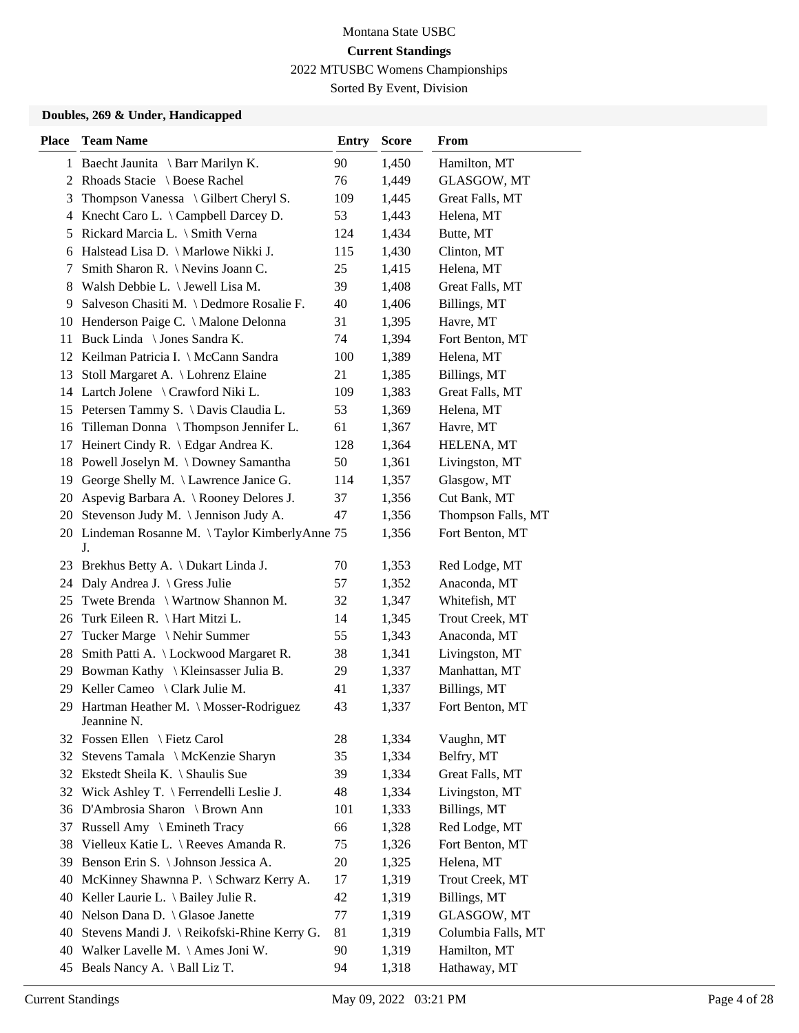Montana State USBC

**Current Standings**

2022 MTUSBC Womens Championships

Sorted By Event, Division

### Doubles, 269 & Under, Handicapped

| Place | Team Name | Entry | Score | From |
|---|---|---|---|---|
| 1 | Baecht Jaunita \ Barr Marilyn K. | 90 | 1,450 | Hamilton, MT |
| 2 | Rhoads Stacie \ Boese Rachel | 76 | 1,449 | GLASGOW, MT |
| 3 | Thompson Vanessa \ Gilbert Cheryl S. | 109 | 1,445 | Great Falls, MT |
| 4 | Knecht Caro L. \ Campbell Darcey D. | 53 | 1,443 | Helena, MT |
| 5 | Rickard Marcia L. \ Smith Verna | 124 | 1,434 | Butte, MT |
| 6 | Halstead Lisa D. \ Marlowe Nikki J. | 115 | 1,430 | Clinton, MT |
| 7 | Smith Sharon R. \ Nevins Joann C. | 25 | 1,415 | Helena, MT |
| 8 | Walsh Debbie L. \ Jewell Lisa M. | 39 | 1,408 | Great Falls, MT |
| 9 | Salveson Chasiti M. \ Dedmore Rosalie F. | 40 | 1,406 | Billings, MT |
| 10 | Henderson Paige C. \ Malone Delonna | 31 | 1,395 | Havre, MT |
| 11 | Buck Linda \ Jones Sandra K. | 74 | 1,394 | Fort Benton, MT |
| 12 | Keilman Patricia I. \ McCann Sandra | 100 | 1,389 | Helena, MT |
| 13 | Stoll Margaret A. \ Lohrenz Elaine | 21 | 1,385 | Billings, MT |
| 14 | Lartch Jolene \ Crawford Niki L. | 109 | 1,383 | Great Falls, MT |
| 15 | Petersen Tammy S. \ Davis Claudia L. | 53 | 1,369 | Helena, MT |
| 16 | Tilleman Donna \ Thompson Jennifer L. | 61 | 1,367 | Havre, MT |
| 17 | Heinert Cindy R. \ Edgar Andrea K. | 128 | 1,364 | HELENA, MT |
| 18 | Powell Joselyn M. \ Downey Samantha | 50 | 1,361 | Livingston, MT |
| 19 | George Shelly M. \ Lawrence Janice G. | 114 | 1,357 | Glasgow, MT |
| 20 | Aspevig Barbara A. \ Rooney Delores J. | 37 | 1,356 | Cut Bank, MT |
| 20 | Stevenson Judy M. \ Jennison Judy A. | 47 | 1,356 | Thompson Falls, MT |
| 20 | Lindeman Rosanne M. \ Taylor KimberlyAnne J. | 75 | 1,356 | Fort Benton, MT |
| 23 | Brekhus Betty A. \ Dukart Linda J. | 70 | 1,353 | Red Lodge, MT |
| 24 | Daly Andrea J. \ Gress Julie | 57 | 1,352 | Anaconda, MT |
| 25 | Twete Brenda \ Wartnow Shannon M. | 32 | 1,347 | Whitefish, MT |
| 26 | Turk Eileen R. \ Hart Mitzi L. | 14 | 1,345 | Trout Creek, MT |
| 27 | Tucker Marge \ Nehir Summer | 55 | 1,343 | Anaconda, MT |
| 28 | Smith Patti A. \ Lockwood Margaret R. | 38 | 1,341 | Livingston, MT |
| 29 | Bowman Kathy \ Kleinsasser Julia B. | 29 | 1,337 | Manhattan, MT |
| 29 | Keller Cameo \ Clark Julie M. | 41 | 1,337 | Billings, MT |
| 29 | Hartman Heather M. \ Mosser-Rodriguez Jeannine N. | 43 | 1,337 | Fort Benton, MT |
| 32 | Fossen Ellen \ Fietz Carol | 28 | 1,334 | Vaughn, MT |
| 32 | Stevens Tamala \ McKenzie Sharyn | 35 | 1,334 | Belfry, MT |
| 32 | Ekstedt Sheila K. \ Shaulis Sue | 39 | 1,334 | Great Falls, MT |
| 32 | Wick Ashley T. \ Ferrendelli Leslie J. | 48 | 1,334 | Livingston, MT |
| 36 | D'Ambrosia Sharon \ Brown Ann | 101 | 1,333 | Billings, MT |
| 37 | Russell Amy \ Emineth Tracy | 66 | 1,328 | Red Lodge, MT |
| 38 | Vielleux Katie L. \ Reeves Amanda R. | 75 | 1,326 | Fort Benton, MT |
| 39 | Benson Erin S. \ Johnson Jessica A. | 20 | 1,325 | Helena, MT |
| 40 | McKinney Shawnna P. \ Schwarz Kerry A. | 17 | 1,319 | Trout Creek, MT |
| 40 | Keller Laurie L. \ Bailey Julie R. | 42 | 1,319 | Billings, MT |
| 40 | Nelson Dana D. \ Glasoe Janette | 77 | 1,319 | GLASGOW, MT |
| 40 | Stevens Mandi J. \ Reikofski-Rhine Kerry G. | 81 | 1,319 | Columbia Falls, MT |
| 40 | Walker Lavelle M. \ Ames Joni W. | 90 | 1,319 | Hamilton, MT |
| 45 | Beals Nancy A. \ Ball Liz T. | 94 | 1,318 | Hathaway, MT |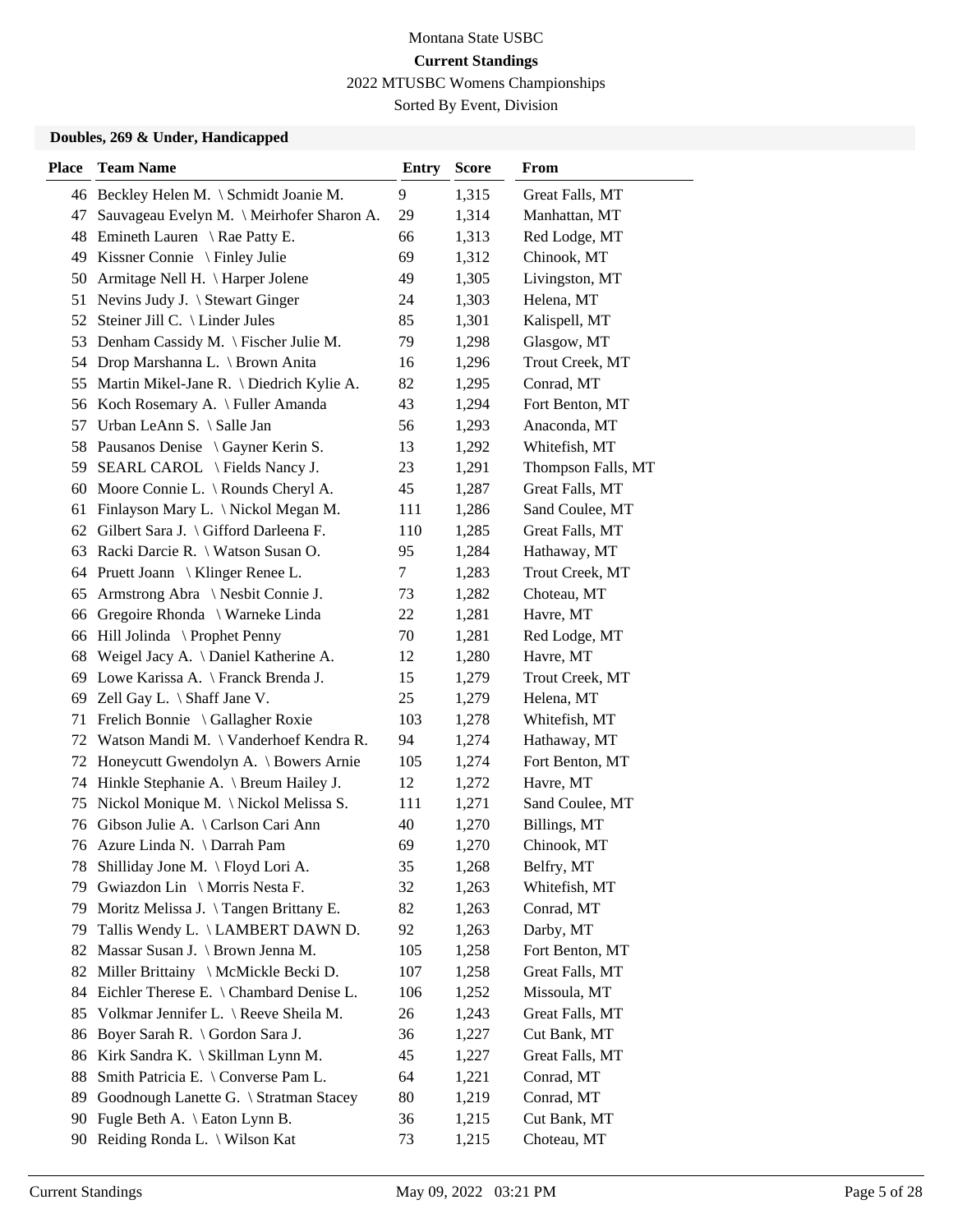Montana State USBC

**Current Standings**

2022 MTUSBC Womens Championships

Sorted By Event, Division

### Doubles, 269 & Under, Handicapped

| Place | Team Name | Entry | Score | From |
|---|---|---|---|---|
| 46 | Beckley Helen M. \ Schmidt Joanie M. | 9 | 1,315 | Great Falls, MT |
| 47 | Sauvageau Evelyn M. \ Meirhofer Sharon A. | 29 | 1,314 | Manhattan, MT |
| 48 | Emineth Lauren \ Rae Patty E. | 66 | 1,313 | Red Lodge, MT |
| 49 | Kissner Connie \ Finley Julie | 69 | 1,312 | Chinook, MT |
| 50 | Armitage Nell H. \ Harper Jolene | 49 | 1,305 | Livingston, MT |
| 51 | Nevins Judy J. \ Stewart Ginger | 24 | 1,303 | Helena, MT |
| 52 | Steiner Jill C. \ Linder Jules | 85 | 1,301 | Kalispell, MT |
| 53 | Denham Cassidy M. \ Fischer Julie M. | 79 | 1,298 | Glasgow, MT |
| 54 | Drop Marshanna L. \ Brown Anita | 16 | 1,296 | Trout Creek, MT |
| 55 | Martin Mikel-Jane R. \ Diedrich Kylie A. | 82 | 1,295 | Conrad, MT |
| 56 | Koch Rosemary A. \ Fuller Amanda | 43 | 1,294 | Fort Benton, MT |
| 57 | Urban LeAnn S. \ Salle Jan | 56 | 1,293 | Anaconda, MT |
| 58 | Pausanos Denise \ Gayner Kerin S. | 13 | 1,292 | Whitefish, MT |
| 59 | SEARL CAROL \ Fields Nancy J. | 23 | 1,291 | Thompson Falls, MT |
| 60 | Moore Connie L. \ Rounds Cheryl A. | 45 | 1,287 | Great Falls, MT |
| 61 | Finlayson Mary L. \ Nickol Megan M. | 111 | 1,286 | Sand Coulee, MT |
| 62 | Gilbert Sara J. \ Gifford Darleena F. | 110 | 1,285 | Great Falls, MT |
| 63 | Racki Darcie R. \ Watson Susan O. | 95 | 1,284 | Hathaway, MT |
| 64 | Pruett Joann \ Klinger Renee L. | 7 | 1,283 | Trout Creek, MT |
| 65 | Armstrong Abra \ Nesbit Connie J. | 73 | 1,282 | Choteau, MT |
| 66 | Gregoire Rhonda \ Warneke Linda | 22 | 1,281 | Havre, MT |
| 66 | Hill Jolinda \ Prophet Penny | 70 | 1,281 | Red Lodge, MT |
| 68 | Weigel Jacy A. \ Daniel Katherine A. | 12 | 1,280 | Havre, MT |
| 69 | Lowe Karissa A. \ Franck Brenda J. | 15 | 1,279 | Trout Creek, MT |
| 69 | Zell Gay L. \ Shaff Jane V. | 25 | 1,279 | Helena, MT |
| 71 | Frelich Bonnie \ Gallagher Roxie | 103 | 1,278 | Whitefish, MT |
| 72 | Watson Mandi M. \ Vanderhoef Kendra R. | 94 | 1,274 | Hathaway, MT |
| 72 | Honeycutt Gwendolyn A. \ Bowers Arnie | 105 | 1,274 | Fort Benton, MT |
| 74 | Hinkle Stephanie A. \ Breum Hailey J. | 12 | 1,272 | Havre, MT |
| 75 | Nickol Monique M. \ Nickol Melissa S. | 111 | 1,271 | Sand Coulee, MT |
| 76 | Gibson Julie A. \ Carlson Cari Ann | 40 | 1,270 | Billings, MT |
| 76 | Azure Linda N. \ Darrah Pam | 69 | 1,270 | Chinook, MT |
| 78 | Shilliday Jone M. \ Floyd Lori A. | 35 | 1,268 | Belfry, MT |
| 79 | Gwiazdon Lin \ Morris Nesta F. | 32 | 1,263 | Whitefish, MT |
| 79 | Moritz Melissa J. \ Tangen Brittany E. | 82 | 1,263 | Conrad, MT |
| 79 | Tallis Wendy L. \ LAMBERT DAWN D. | 92 | 1,263 | Darby, MT |
| 82 | Massar Susan J. \ Brown Jenna M. | 105 | 1,258 | Fort Benton, MT |
| 82 | Miller Brittainy \ McMickle Becki D. | 107 | 1,258 | Great Falls, MT |
| 84 | Eichler Therese E. \ Chambard Denise L. | 106 | 1,252 | Missoula, MT |
| 85 | Volkmar Jennifer L. \ Reeve Sheila M. | 26 | 1,243 | Great Falls, MT |
| 86 | Boyer Sarah R. \ Gordon Sara J. | 36 | 1,227 | Cut Bank, MT |
| 86 | Kirk Sandra K. \ Skillman Lynn M. | 45 | 1,227 | Great Falls, MT |
| 88 | Smith Patricia E. \ Converse Pam L. | 64 | 1,221 | Conrad, MT |
| 89 | Goodnough Lanette G. \ Stratman Stacey | 80 | 1,219 | Conrad, MT |
| 90 | Fugle Beth A. \ Eaton Lynn B. | 36 | 1,215 | Cut Bank, MT |
| 90 | Reiding Ronda L. \ Wilson Kat | 73 | 1,215 | Choteau, MT |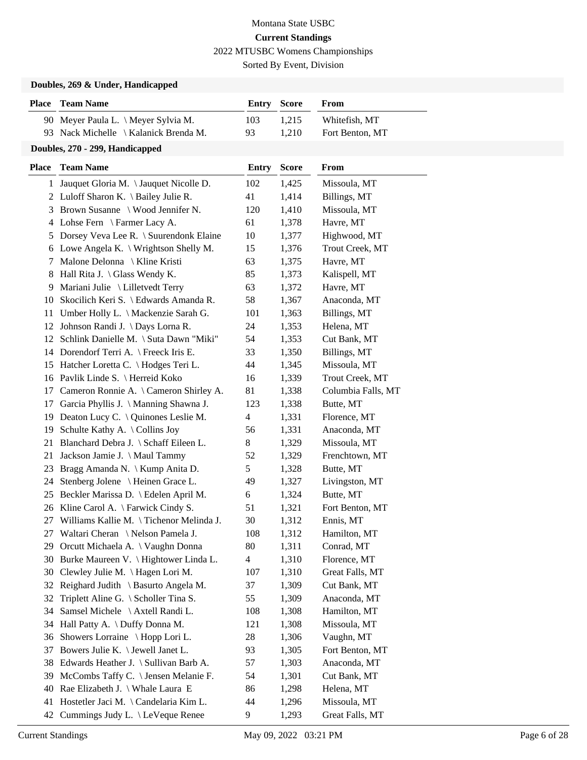Montana State USBC

**Current Standings**

2022 MTUSBC Womens Championships

Sorted By Event, Division

### Doubles, 269 & Under, Handicapped

| Place | Team Name | Entry | Score | From |
|---|---|---|---|---|
| 90 | Meyer Paula L. \ Meyer Sylvia M. | 103 | 1,215 | Whitefish, MT |
| 93 | Nack Michelle \ Kalanick Brenda M. | 93 | 1,210 | Fort Benton, MT |

### Doubles, 270 - 299, Handicapped

| Place | Team Name | Entry | Score | From |
|---|---|---|---|---|
| 1 | Jauquet Gloria M. \ Jauquet Nicolle D. | 102 | 1,425 | Missoula, MT |
| 2 | Luloff Sharon K. \ Bailey Julie R. | 41 | 1,414 | Billings, MT |
| 3 | Brown Susanne \ Wood Jennifer N. | 120 | 1,410 | Missoula, MT |
| 4 | Lohse Fern \ Farmer Lacy A. | 61 | 1,378 | Havre, MT |
| 5 | Dorsey Veva Lee R. \ Suurendonk Elaine | 10 | 1,377 | Highwood, MT |
| 6 | Lowe Angela K. \ Wrightson Shelly M. | 15 | 1,376 | Trout Creek, MT |
| 7 | Malone Delonna \ Kline Kristi | 63 | 1,375 | Havre, MT |
| 8 | Hall Rita J. \ Glass Wendy K. | 85 | 1,373 | Kalispell, MT |
| 9 | Mariani Julie \ Lilletvedt Terry | 63 | 1,372 | Havre, MT |
| 10 | Skocilich Keri S. \ Edwards Amanda R. | 58 | 1,367 | Anaconda, MT |
| 11 | Umber Holly L. \ Mackenzie Sarah G. | 101 | 1,363 | Billings, MT |
| 12 | Johnson Randi J. \ Days Lorna R. | 24 | 1,353 | Helena, MT |
| 12 | Schlink Danielle M. \ Suta Dawn "Miki" | 54 | 1,353 | Cut Bank, MT |
| 14 | Dorendorf Terri A. \ Freeck Iris E. | 33 | 1,350 | Billings, MT |
| 15 | Hatcher Loretta C. \ Hodges Teri L. | 44 | 1,345 | Missoula, MT |
| 16 | Pavlik Linde S. \ Herreid Koko | 16 | 1,339 | Trout Creek, MT |
| 17 | Cameron Ronnie A. \ Cameron Shirley A. | 81 | 1,338 | Columbia Falls, MT |
| 17 | Garcia Phyllis J. \ Manning Shawna J. | 123 | 1,338 | Butte, MT |
| 19 | Deaton Lucy C. \ Quinones Leslie M. | 4 | 1,331 | Florence, MT |
| 19 | Schulte Kathy A. \ Collins Joy | 56 | 1,331 | Anaconda, MT |
| 21 | Blanchard Debra J. \ Schaff Eileen L. | 8 | 1,329 | Missoula, MT |
| 21 | Jackson Jamie J. \ Maul Tammy | 52 | 1,329 | Frenchtown, MT |
| 23 | Bragg Amanda N. \ Kump Anita D. | 5 | 1,328 | Butte, MT |
| 24 | Stenberg Jolene \ Heinen Grace L. | 49 | 1,327 | Livingston, MT |
| 25 | Beckler Marissa D. \ Edelen April M. | 6 | 1,324 | Butte, MT |
| 26 | Kline Carol A. \ Farwick Cindy S. | 51 | 1,321 | Fort Benton, MT |
| 27 | Williams Kallie M. \ Tichenor Melinda J. | 30 | 1,312 | Ennis, MT |
| 27 | Waltari Cheran \ Nelson Pamela J. | 108 | 1,312 | Hamilton, MT |
| 29 | Orcutt Michaela A. \ Vaughn Donna | 80 | 1,311 | Conrad, MT |
| 30 | Burke Maureen V. \ Hightower Linda L. | 4 | 1,310 | Florence, MT |
| 30 | Clewley Julie M. \ Hagen Lori M. | 107 | 1,310 | Great Falls, MT |
| 32 | Reighard Judith \ Basurto Angela M. | 37 | 1,309 | Cut Bank, MT |
| 32 | Triplett Aline G. \ Scholler Tina S. | 55 | 1,309 | Anaconda, MT |
| 34 | Samsel Michele \ Axtell Randi L. | 108 | 1,308 | Hamilton, MT |
| 34 | Hall Patty A. \ Duffy Donna M. | 121 | 1,308 | Missoula, MT |
| 36 | Showers Lorraine \ Hopp Lori L. | 28 | 1,306 | Vaughn, MT |
| 37 | Bowers Julie K. \ Jewell Janet L. | 93 | 1,305 | Fort Benton, MT |
| 38 | Edwards Heather J. \ Sullivan Barb A. | 57 | 1,303 | Anaconda, MT |
| 39 | McCombs Taffy C. \ Jensen Melanie F. | 54 | 1,301 | Cut Bank, MT |
| 40 | Rae Elizabeth J. \ Whale Laura E | 86 | 1,298 | Helena, MT |
| 41 | Hostetler Jaci M. \ Candelaria Kim L. | 44 | 1,296 | Missoula, MT |
| 42 | Cummings Judy L. \ LeVeque Renee | 9 | 1,293 | Great Falls, MT |

Current Standings May 09, 2022 03:21 PM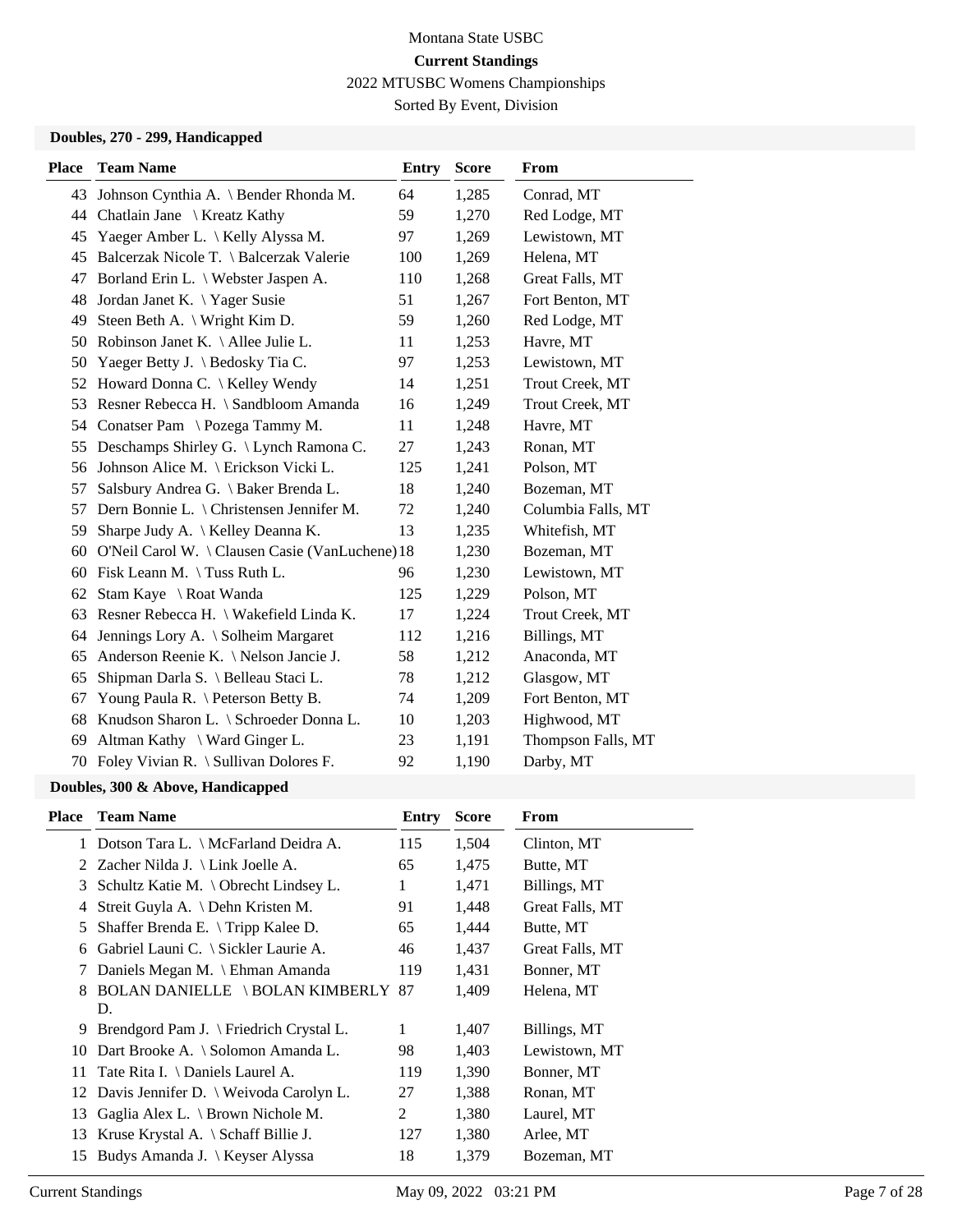Montana State USBC

**Current Standings**

2022 MTUSBC Womens Championships

Sorted By Event, Division

### Doubles, 270 - 299, Handicapped

| Place | Team Name | Entry | Score | From |
|---|---|---|---|---|
| 43 | Johnson Cynthia A. \ Bender Rhonda M. | 64 | 1,285 | Conrad, MT |
| 44 | Chatlain Jane \ Kreatz Kathy | 59 | 1,270 | Red Lodge, MT |
| 45 | Yaeger Amber L. \ Kelly Alyssa M. | 97 | 1,269 | Lewistown, MT |
| 45 | Balcerzak Nicole T. \ Balcerzak Valerie | 100 | 1,269 | Helena, MT |
| 47 | Borland Erin L. \ Webster Jaspen A. | 110 | 1,268 | Great Falls, MT |
| 48 | Jordan Janet K. \ Yager Susie | 51 | 1,267 | Fort Benton, MT |
| 49 | Steen Beth A. \ Wright Kim D. | 59 | 1,260 | Red Lodge, MT |
| 50 | Robinson Janet K. \ Allee Julie L. | 11 | 1,253 | Havre, MT |
| 50 | Yaeger Betty J. \ Bedosky Tia C. | 97 | 1,253 | Lewistown, MT |
| 52 | Howard Donna C. \ Kelley Wendy | 14 | 1,251 | Trout Creek, MT |
| 53 | Resner Rebecca H. \ Sandbloom Amanda | 16 | 1,249 | Trout Creek, MT |
| 54 | Conatser Pam \ Pozega Tammy M. | 11 | 1,248 | Havre, MT |
| 55 | Deschamps Shirley G. \ Lynch Ramona C. | 27 | 1,243 | Ronan, MT |
| 56 | Johnson Alice M. \ Erickson Vicki L. | 125 | 1,241 | Polson, MT |
| 57 | Salsbury Andrea G. \ Baker Brenda L. | 18 | 1,240 | Bozeman, MT |
| 57 | Dern Bonnie L. \ Christensen Jennifer M. | 72 | 1,240 | Columbia Falls, MT |
| 59 | Sharpe Judy A. \ Kelley Deanna K. | 13 | 1,235 | Whitefish, MT |
| 60 | O'Neil Carol W. \ Clausen Casie (VanLuchene) | 18 | 1,230 | Bozeman, MT |
| 60 | Fisk Leann M. \ Tuss Ruth L. | 96 | 1,230 | Lewistown, MT |
| 62 | Stam Kaye \ Roat Wanda | 125 | 1,229 | Polson, MT |
| 63 | Resner Rebecca H. \ Wakefield Linda K. | 17 | 1,224 | Trout Creek, MT |
| 64 | Jennings Lory A. \ Solheim Margaret | 112 | 1,216 | Billings, MT |
| 65 | Anderson Reenie K. \ Nelson Jancie J. | 58 | 1,212 | Anaconda, MT |
| 65 | Shipman Darla S. \ Belleau Staci L. | 78 | 1,212 | Glasgow, MT |
| 67 | Young Paula R. \ Peterson Betty B. | 74 | 1,209 | Fort Benton, MT |
| 68 | Knudson Sharon L. \ Schroeder Donna L. | 10 | 1,203 | Highwood, MT |
| 69 | Altman Kathy \ Ward Ginger L. | 23 | 1,191 | Thompson Falls, MT |
| 70 | Foley Vivian R. \ Sullivan Dolores F. | 92 | 1,190 | Darby, MT |

### Doubles, 300 & Above, Handicapped

| Place | Team Name | Entry | Score | From |
|---|---|---|---|---|
| 1 | Dotson Tara L. \ McFarland Deidra A. | 115 | 1,504 | Clinton, MT |
| 2 | Zacher Nilda J. \ Link Joelle A. | 65 | 1,475 | Butte, MT |
| 3 | Schultz Katie M. \ Obrecht Lindsey L. | 1 | 1,471 | Billings, MT |
| 4 | Streit Guyla A. \ Dehn Kristen M. | 91 | 1,448 | Great Falls, MT |
| 5 | Shaffer Brenda E. \ Tripp Kalee D. | 65 | 1,444 | Butte, MT |
| 6 | Gabriel Launi C. \ Sickler Laurie A. | 46 | 1,437 | Great Falls, MT |
| 7 | Daniels Megan M. \ Ehman Amanda | 119 | 1,431 | Bonner, MT |
| 8 | BOLAN DANIELLE \ BOLAN KIMBERLY D. | 87 | 1,409 | Helena, MT |
| 9 | Brendgord Pam J. \ Friedrich Crystal L. | 1 | 1,407 | Billings, MT |
| 10 | Dart Brooke A. \ Solomon Amanda L. | 98 | 1,403 | Lewistown, MT |
| 11 | Tate Rita I. \ Daniels Laurel A. | 119 | 1,390 | Bonner, MT |
| 12 | Davis Jennifer D. \ Weivoda Carolyn L. | 27 | 1,388 | Ronan, MT |
| 13 | Gaglia Alex L. \ Brown Nichole M. | 2 | 1,380 | Laurel, MT |
| 13 | Kruse Krystal A. \ Schaff Billie J. | 127 | 1,380 | Arlee, MT |
| 15 | Budys Amanda J. \ Keyser Alyssa | 18 | 1,379 | Bozeman, MT |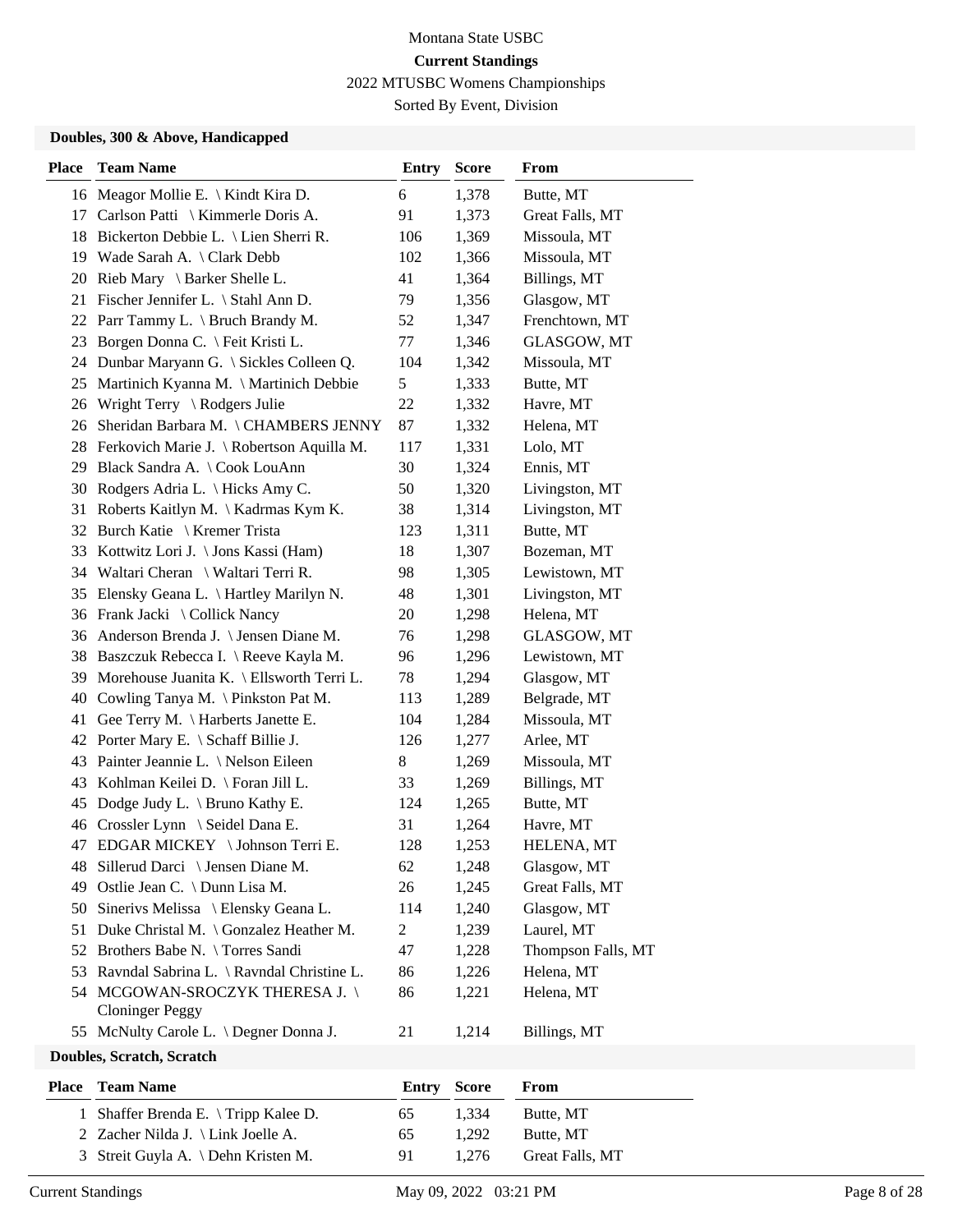Montana State USBC

**Current Standings**

2022 MTUSBC Womens Championships

Sorted By Event, Division

### Doubles, 300 & Above, Handicapped

| Place | Team Name | Entry | Score | From |
|---|---|---|---|---|
| 16 | Meagor Mollie E. \ Kindt Kira D. | 6 | 1,378 | Butte, MT |
| 17 | Carlson Patti \ Kimmerle Doris A. | 91 | 1,373 | Great Falls, MT |
| 18 | Bickerton Debbie L. \ Lien Sherri R. | 106 | 1,369 | Missoula, MT |
| 19 | Wade Sarah A. \ Clark Debb | 102 | 1,366 | Missoula, MT |
| 20 | Rieb Mary \ Barker Shelle L. | 41 | 1,364 | Billings, MT |
| 21 | Fischer Jennifer L. \ Stahl Ann D. | 79 | 1,356 | Glasgow, MT |
| 22 | Parr Tammy L. \ Bruch Brandy M. | 52 | 1,347 | Frenchtown, MT |
| 23 | Borgen Donna C. \ Feit Kristi L. | 77 | 1,346 | GLASGOW, MT |
| 24 | Dunbar Maryann G. \ Sickles Colleen Q. | 104 | 1,342 | Missoula, MT |
| 25 | Martinich Kyanna M. \ Martinich Debbie | 5 | 1,333 | Butte, MT |
| 26 | Wright Terry \ Rodgers Julie | 22 | 1,332 | Havre, MT |
| 26 | Sheridan Barbara M. \ CHAMBERS JENNY | 87 | 1,332 | Helena, MT |
| 28 | Ferkovich Marie J. \ Robertson Aquilla M. | 117 | 1,331 | Lolo, MT |
| 29 | Black Sandra A. \ Cook LouAnn | 30 | 1,324 | Ennis, MT |
| 30 | Rodgers Adria L. \ Hicks Amy C. | 50 | 1,320 | Livingston, MT |
| 31 | Roberts Kaitlyn M. \ Kadrmas Kym K. | 38 | 1,314 | Livingston, MT |
| 32 | Burch Katie \ Kremer Trista | 123 | 1,311 | Butte, MT |
| 33 | Kottwitz Lori J. \ Jons Kassi (Ham) | 18 | 1,307 | Bozeman, MT |
| 34 | Waltari Cheran \ Waltari Terri R. | 98 | 1,305 | Lewistown, MT |
| 35 | Elensky Geana L. \ Hartley Marilyn N. | 48 | 1,301 | Livingston, MT |
| 36 | Frank Jacki \ Collick Nancy | 20 | 1,298 | Helena, MT |
| 36 | Anderson Brenda J. \ Jensen Diane M. | 76 | 1,298 | GLASGOW, MT |
| 38 | Baszczuk Rebecca I. \ Reeve Kayla M. | 96 | 1,296 | Lewistown, MT |
| 39 | Morehouse Juanita K. \ Ellsworth Terri L. | 78 | 1,294 | Glasgow, MT |
| 40 | Cowling Tanya M. \ Pinkston Pat M. | 113 | 1,289 | Belgrade, MT |
| 41 | Gee Terry M. \ Harberts Janette E. | 104 | 1,284 | Missoula, MT |
| 42 | Porter Mary E. \ Schaff Billie J. | 126 | 1,277 | Arlee, MT |
| 43 | Painter Jeannie L. \ Nelson Eileen | 8 | 1,269 | Missoula, MT |
| 43 | Kohlman Keilei D. \ Foran Jill L. | 33 | 1,269 | Billings, MT |
| 45 | Dodge Judy L. \ Bruno Kathy E. | 124 | 1,265 | Butte, MT |
| 46 | Crossler Lynn \ Seidel Dana E. | 31 | 1,264 | Havre, MT |
| 47 | EDGAR MICKEY \ Johnson Terri E. | 128 | 1,253 | HELENA, MT |
| 48 | Sillerud Darci \ Jensen Diane M. | 62 | 1,248 | Glasgow, MT |
| 49 | Ostlie Jean C. \ Dunn Lisa M. | 26 | 1,245 | Great Falls, MT |
| 50 | Sinerivs Melissa \ Elensky Geana L. | 114 | 1,240 | Glasgow, MT |
| 51 | Duke Christal M. \ Gonzalez Heather M. | 2 | 1,239 | Laurel, MT |
| 52 | Brothers Babe N. \ Torres Sandi | 47 | 1,228 | Thompson Falls, MT |
| 53 | Ravndal Sabrina L. \ Ravndal Christine L. | 86 | 1,226 | Helena, MT |
| 54 | MCGOWAN-SROCZYK THERESA J. \ Cloninger Peggy | 86 | 1,221 | Helena, MT |
| 55 | McNulty Carole L. \ Degner Donna J. | 21 | 1,214 | Billings, MT |

### Doubles, Scratch, Scratch

| Place | Team Name | Entry | Score | From |
|---|---|---|---|---|
| 1 | Shaffer Brenda E. \ Tripp Kalee D. | 65 | 1,334 | Butte, MT |
| 2 | Zacher Nilda J. \ Link Joelle A. | 65 | 1,292 | Butte, MT |
| 3 | Streit Guyla A. \ Dehn Kristen M. | 91 | 1,276 | Great Falls, MT |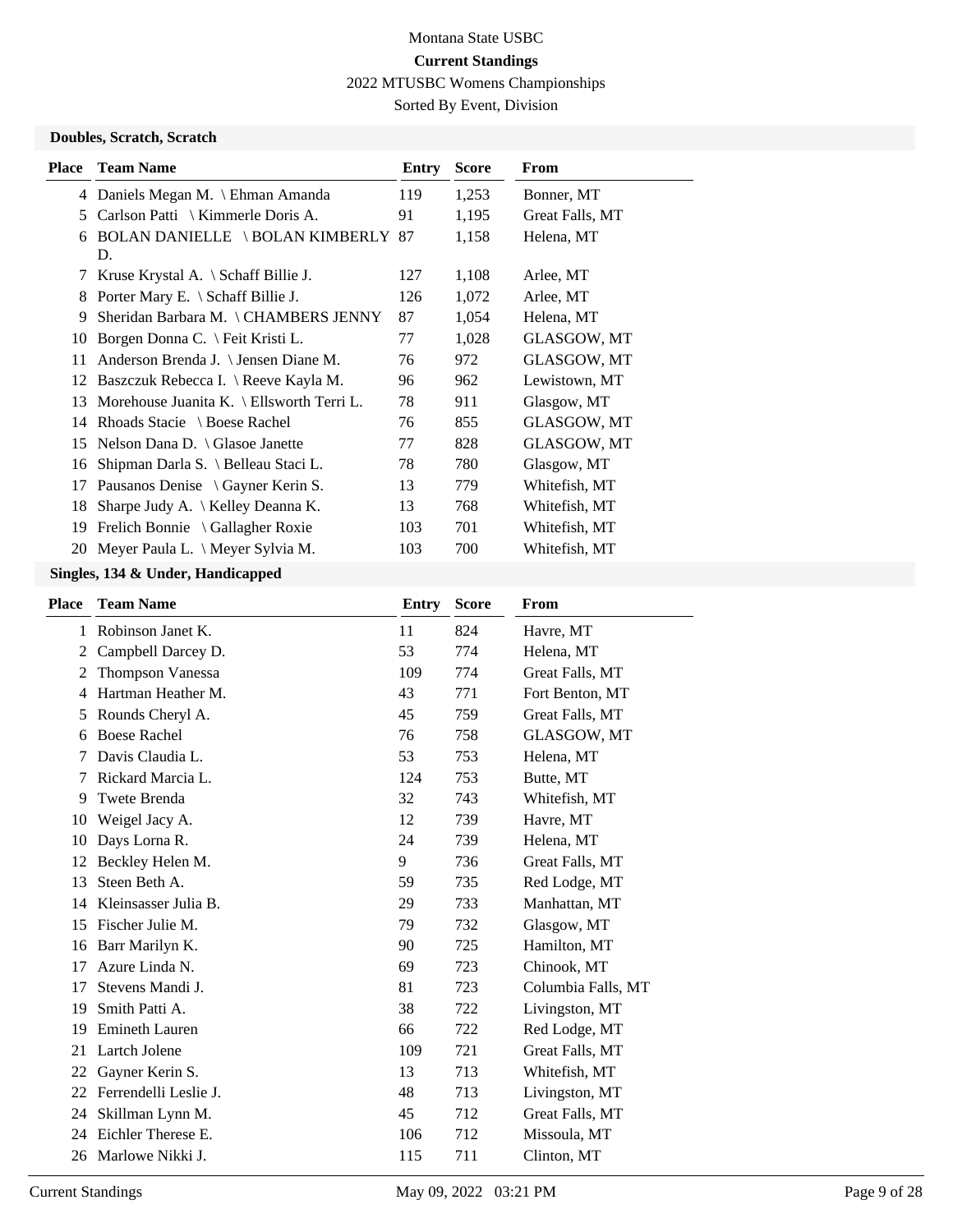# Montana State USBC

**Current Standings**

2022 MTUSBC Womens Championships

Sorted By Event, Division

### Doubles, Scratch, Scratch

| Place | Team Name | Entry | Score | From |
|---|---|---|---|---|
| 4 | Daniels Megan M. \ Ehman Amanda | 119 | 1,253 | Bonner, MT |
| 5 | Carlson Patti \ Kimmerle Doris A. | 91 | 1,195 | Great Falls, MT |
| 6 | BOLAN DANIELLE \ BOLAN KIMBERLY D. | 87 | 1,158 | Helena, MT |
| 7 | Kruse Krystal A. \ Schaff Billie J. | 127 | 1,108 | Arlee, MT |
| 8 | Porter Mary E. \ Schaff Billie J. | 126 | 1,072 | Arlee, MT |
| 9 | Sheridan Barbara M. \ CHAMBERS JENNY | 87 | 1,054 | Helena, MT |
| 10 | Borgen Donna C. \ Feit Kristi L. | 77 | 1,028 | GLASGOW, MT |
| 11 | Anderson Brenda J. \ Jensen Diane M. | 76 | 972 | GLASGOW, MT |
| 12 | Baszczuk Rebecca I. \ Reeve Kayla M. | 96 | 962 | Lewistown, MT |
| 13 | Morehouse Juanita K. \ Ellsworth Terri L. | 78 | 911 | Glasgow, MT |
| 14 | Rhoads Stacie \ Boese Rachel | 76 | 855 | GLASGOW, MT |
| 15 | Nelson Dana D. \ Glasoe Janette | 77 | 828 | GLASGOW, MT |
| 16 | Shipman Darla S. \ Belleau Staci L. | 78 | 780 | Glasgow, MT |
| 17 | Pausanos Denise \ Gayner Kerin S. | 13 | 779 | Whitefish, MT |
| 18 | Sharpe Judy A. \ Kelley Deanna K. | 13 | 768 | Whitefish, MT |
| 19 | Frelich Bonnie \ Gallagher Roxie | 103 | 701 | Whitefish, MT |
| 20 | Meyer Paula L. \ Meyer Sylvia M. | 103 | 700 | Whitefish, MT |

### Singles, 134 & Under, Handicapped

| Place | Team Name | Entry | Score | From |
|---|---|---|---|---|
| 1 | Robinson Janet K. | 11 | 824 | Havre, MT |
| 2 | Campbell Darcey D. | 53 | 774 | Helena, MT |
| 2 | Thompson Vanessa | 109 | 774 | Great Falls, MT |
| 4 | Hartman Heather M. | 43 | 771 | Fort Benton, MT |
| 5 | Rounds Cheryl A. | 45 | 759 | Great Falls, MT |
| 6 | Boese Rachel | 76 | 758 | GLASGOW, MT |
| 7 | Davis Claudia L. | 53 | 753 | Helena, MT |
| 7 | Rickard Marcia L. | 124 | 753 | Butte, MT |
| 9 | Twete Brenda | 32 | 743 | Whitefish, MT |
| 10 | Weigel Jacy A. | 12 | 739 | Havre, MT |
| 10 | Days Lorna R. | 24 | 739 | Helena, MT |
| 12 | Beckley Helen M. | 9 | 736 | Great Falls, MT |
| 13 | Steen Beth A. | 59 | 735 | Red Lodge, MT |
| 14 | Kleinsasser Julia B. | 29 | 733 | Manhattan, MT |
| 15 | Fischer Julie M. | 79 | 732 | Glasgow, MT |
| 16 | Barr Marilyn K. | 90 | 725 | Hamilton, MT |
| 17 | Azure Linda N. | 69 | 723 | Chinook, MT |
| 17 | Stevens Mandi J. | 81 | 723 | Columbia Falls, MT |
| 19 | Smith Patti A. | 38 | 722 | Livingston, MT |
| 19 | Emineth Lauren | 66 | 722 | Red Lodge, MT |
| 21 | Lartch Jolene | 109 | 721 | Great Falls, MT |
| 22 | Gayner Kerin S. | 13 | 713 | Whitefish, MT |
| 22 | Ferrendelli Leslie J. | 48 | 713 | Livingston, MT |
| 24 | Skillman Lynn M. | 45 | 712 | Great Falls, MT |
| 24 | Eichler Therese E. | 106 | 712 | Missoula, MT |
| 26 | Marlowe Nikki J. | 115 | 711 | Clinton, MT |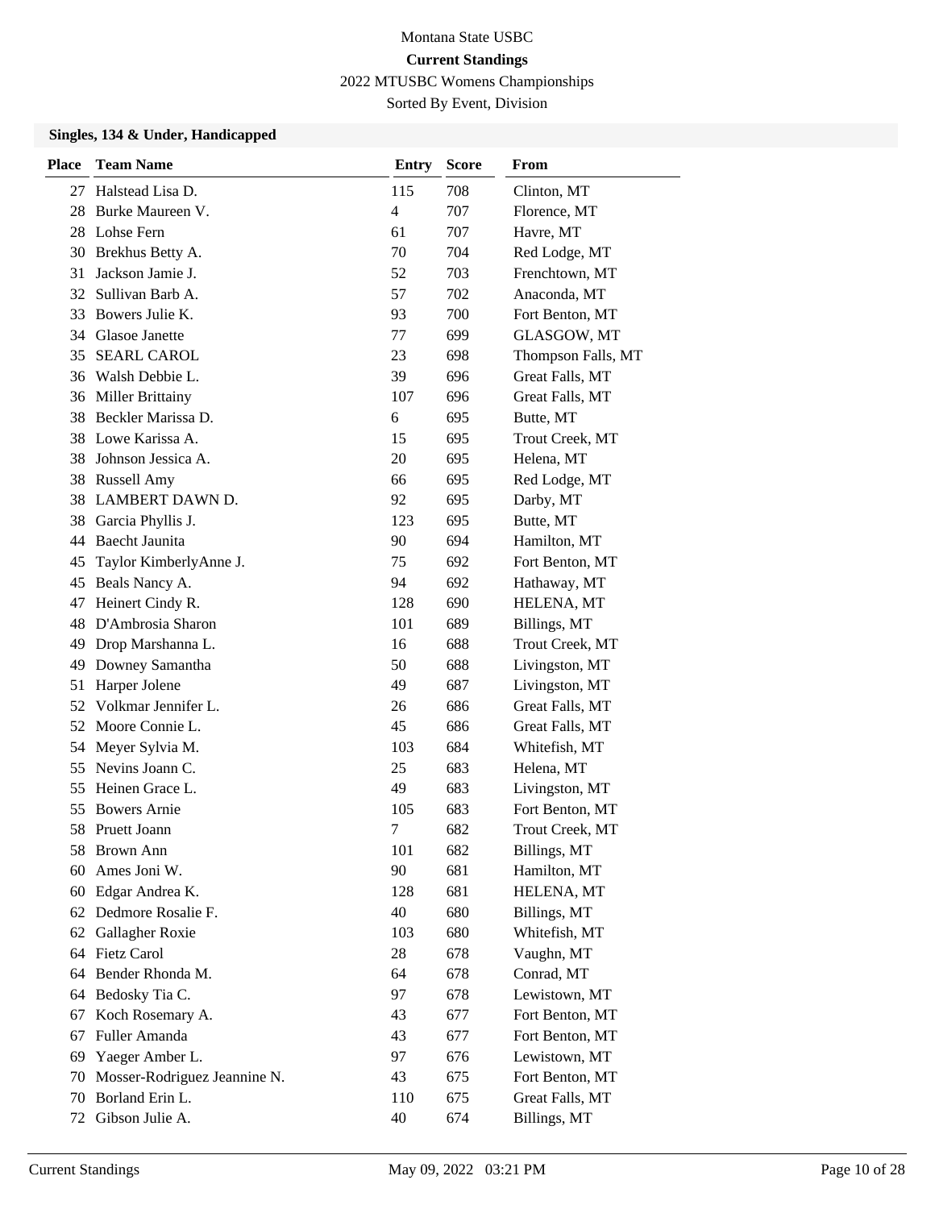Montana State USBC

**Current Standings**

2022 MTUSBC Womens Championships

Sorted By Event, Division

### Singles, 134 & Under, Handicapped

| Place | Team Name | Entry | Score | From |
|---|---|---|---|---|
| 27 | Halstead Lisa D. | 115 | 708 | Clinton, MT |
| 28 | Burke Maureen V. | 4 | 707 | Florence, MT |
| 28 | Lohse Fern | 61 | 707 | Havre, MT |
| 30 | Brekhus Betty A. | 70 | 704 | Red Lodge, MT |
| 31 | Jackson Jamie J. | 52 | 703 | Frenchtown, MT |
| 32 | Sullivan Barb A. | 57 | 702 | Anaconda, MT |
| 33 | Bowers Julie K. | 93 | 700 | Fort Benton, MT |
| 34 | Glasoe Janette | 77 | 699 | GLASGOW, MT |
| 35 | SEARL CAROL | 23 | 698 | Thompson Falls, MT |
| 36 | Walsh Debbie L. | 39 | 696 | Great Falls, MT |
| 36 | Miller Brittainy | 107 | 696 | Great Falls, MT |
| 38 | Beckler Marissa D. | 6 | 695 | Butte, MT |
| 38 | Lowe Karissa A. | 15 | 695 | Trout Creek, MT |
| 38 | Johnson Jessica A. | 20 | 695 | Helena, MT |
| 38 | Russell Amy | 66 | 695 | Red Lodge, MT |
| 38 | LAMBERT DAWN D. | 92 | 695 | Darby, MT |
| 38 | Garcia Phyllis J. | 123 | 695 | Butte, MT |
| 44 | Baecht Jaunita | 90 | 694 | Hamilton, MT |
| 45 | Taylor KimberlyAnne J. | 75 | 692 | Fort Benton, MT |
| 45 | Beals Nancy A. | 94 | 692 | Hathaway, MT |
| 47 | Heinert Cindy R. | 128 | 690 | HELENA, MT |
| 48 | D'Ambrosia Sharon | 101 | 689 | Billings, MT |
| 49 | Drop Marshanna L. | 16 | 688 | Trout Creek, MT |
| 49 | Downey Samantha | 50 | 688 | Livingston, MT |
| 51 | Harper Jolene | 49 | 687 | Livingston, MT |
| 52 | Volkmar Jennifer L. | 26 | 686 | Great Falls, MT |
| 52 | Moore Connie L. | 45 | 686 | Great Falls, MT |
| 54 | Meyer Sylvia M. | 103 | 684 | Whitefish, MT |
| 55 | Nevins Joann C. | 25 | 683 | Helena, MT |
| 55 | Heinen Grace L. | 49 | 683 | Livingston, MT |
| 55 | Bowers Arnie | 105 | 683 | Fort Benton, MT |
| 58 | Pruett Joann | 7 | 682 | Trout Creek, MT |
| 58 | Brown Ann | 101 | 682 | Billings, MT |
| 60 | Ames Joni W. | 90 | 681 | Hamilton, MT |
| 60 | Edgar Andrea K. | 128 | 681 | HELENA, MT |
| 62 | Dedmore Rosalie F. | 40 | 680 | Billings, MT |
| 62 | Gallagher Roxie | 103 | 680 | Whitefish, MT |
| 64 | Fietz Carol | 28 | 678 | Vaughn, MT |
| 64 | Bender Rhonda M. | 64 | 678 | Conrad, MT |
| 64 | Bedosky Tia C. | 97 | 678 | Lewistown, MT |
| 67 | Koch Rosemary A. | 43 | 677 | Fort Benton, MT |
| 67 | Fuller Amanda | 43 | 677 | Fort Benton, MT |
| 69 | Yaeger Amber L. | 97 | 676 | Lewistown, MT |
| 70 | Mosser-Rodriguez Jeannine N. | 43 | 675 | Fort Benton, MT |
| 70 | Borland Erin L. | 110 | 675 | Great Falls, MT |
| 72 | Gibson Julie A. | 40 | 674 | Billings, MT |

Current Standings May 09, 2022 03:21 PM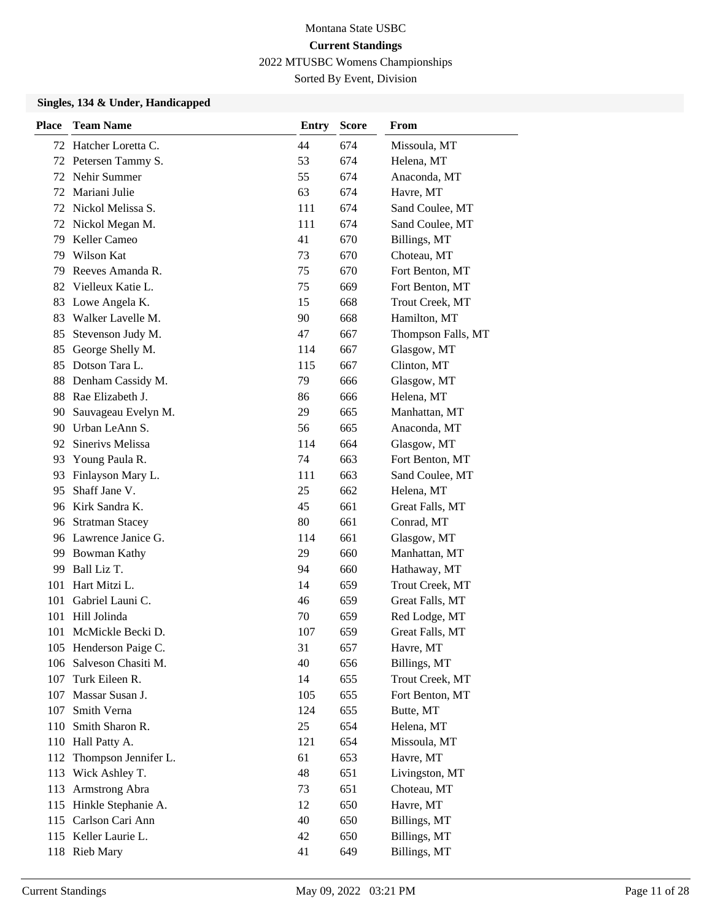Montana State USBC

**Current Standings**

2022 MTUSBC Womens Championships

Sorted By Event, Division

### Singles, 134 & Under, Handicapped

| Place | Team Name | Entry | Score | From |
|---|---|---|---|---|
| 72 | Hatcher Loretta C. | 44 | 674 | Missoula, MT |
| 72 | Petersen Tammy S. | 53 | 674 | Helena, MT |
| 72 | Nehir Summer | 55 | 674 | Anaconda, MT |
| 72 | Mariani Julie | 63 | 674 | Havre, MT |
| 72 | Nickol Melissa S. | 111 | 674 | Sand Coulee, MT |
| 72 | Nickol Megan M. | 111 | 674 | Sand Coulee, MT |
| 79 | Keller Cameo | 41 | 670 | Billings, MT |
| 79 | Wilson Kat | 73 | 670 | Choteau, MT |
| 79 | Reeves Amanda R. | 75 | 670 | Fort Benton, MT |
| 82 | Vielleux Katie L. | 75 | 669 | Fort Benton, MT |
| 83 | Lowe Angela K. | 15 | 668 | Trout Creek, MT |
| 83 | Walker Lavelle M. | 90 | 668 | Hamilton, MT |
| 85 | Stevenson Judy M. | 47 | 667 | Thompson Falls, MT |
| 85 | George Shelly M. | 114 | 667 | Glasgow, MT |
| 85 | Dotson Tara L. | 115 | 667 | Clinton, MT |
| 88 | Denham Cassidy M. | 79 | 666 | Glasgow, MT |
| 88 | Rae Elizabeth J. | 86 | 666 | Helena, MT |
| 90 | Sauvageau Evelyn M. | 29 | 665 | Manhattan, MT |
| 90 | Urban LeAnn S. | 56 | 665 | Anaconda, MT |
| 92 | Sinerivs Melissa | 114 | 664 | Glasgow, MT |
| 93 | Young Paula R. | 74 | 663 | Fort Benton, MT |
| 93 | Finlayson Mary L. | 111 | 663 | Sand Coulee, MT |
| 95 | Shaff Jane V. | 25 | 662 | Helena, MT |
| 96 | Kirk Sandra K. | 45 | 661 | Great Falls, MT |
| 96 | Stratman Stacey | 80 | 661 | Conrad, MT |
| 96 | Lawrence Janice G. | 114 | 661 | Glasgow, MT |
| 99 | Bowman Kathy | 29 | 660 | Manhattan, MT |
| 99 | Ball Liz T. | 94 | 660 | Hathaway, MT |
| 101 | Hart Mitzi L. | 14 | 659 | Trout Creek, MT |
| 101 | Gabriel Launi C. | 46 | 659 | Great Falls, MT |
| 101 | Hill Jolinda | 70 | 659 | Red Lodge, MT |
| 101 | McMickle Becki D. | 107 | 659 | Great Falls, MT |
| 105 | Henderson Paige C. | 31 | 657 | Havre, MT |
| 106 | Salveson Chasiti M. | 40 | 656 | Billings, MT |
| 107 | Turk Eileen R. | 14 | 655 | Trout Creek, MT |
| 107 | Massar Susan J. | 105 | 655 | Fort Benton, MT |
| 107 | Smith Verna | 124 | 655 | Butte, MT |
| 110 | Smith Sharon R. | 25 | 654 | Helena, MT |
| 110 | Hall Patty A. | 121 | 654 | Missoula, MT |
| 112 | Thompson Jennifer L. | 61 | 653 | Havre, MT |
| 113 | Wick Ashley T. | 48 | 651 | Livingston, MT |
| 113 | Armstrong Abra | 73 | 651 | Choteau, MT |
| 115 | Hinkle Stephanie A. | 12 | 650 | Havre, MT |
| 115 | Carlson Cari Ann | 40 | 650 | Billings, MT |
| 115 | Keller Laurie L. | 42 | 650 | Billings, MT |
| 118 | Rieb Mary | 41 | 649 | Billings, MT |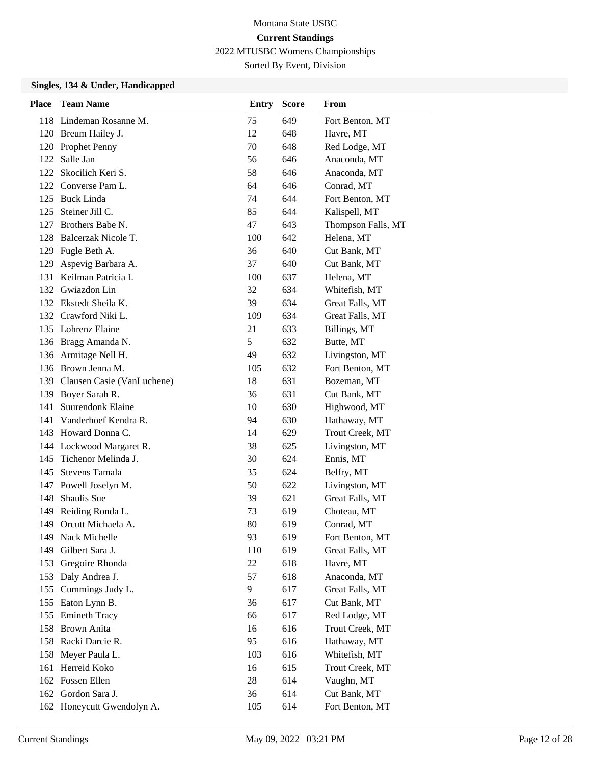Montana State USBC

**Current Standings**

2022 MTUSBC Womens Championships

Sorted By Event, Division

### Singles, 134 & Under, Handicapped

| Place | Team Name | Entry | Score | From |
|---|---|---|---|---|
| 118 | Lindeman Rosanne M. | 75 | 649 | Fort Benton, MT |
| 120 | Breum Hailey J. | 12 | 648 | Havre, MT |
| 120 | Prophet Penny | 70 | 648 | Red Lodge, MT |
| 122 | Salle Jan | 56 | 646 | Anaconda, MT |
| 122 | Skocilich Keri S. | 58 | 646 | Anaconda, MT |
| 122 | Converse Pam L. | 64 | 646 | Conrad, MT |
| 125 | Buck Linda | 74 | 644 | Fort Benton, MT |
| 125 | Steiner Jill C. | 85 | 644 | Kalispell, MT |
| 127 | Brothers Babe N. | 47 | 643 | Thompson Falls, MT |
| 128 | Balcerzak Nicole T. | 100 | 642 | Helena, MT |
| 129 | Fugle Beth A. | 36 | 640 | Cut Bank, MT |
| 129 | Aspevig Barbara A. | 37 | 640 | Cut Bank, MT |
| 131 | Keilman Patricia I. | 100 | 637 | Helena, MT |
| 132 | Gwiazdon Lin | 32 | 634 | Whitefish, MT |
| 132 | Ekstedt Sheila K. | 39 | 634 | Great Falls, MT |
| 132 | Crawford Niki L. | 109 | 634 | Great Falls, MT |
| 135 | Lohrenz Elaine | 21 | 633 | Billings, MT |
| 136 | Bragg Amanda N. | 5 | 632 | Butte, MT |
| 136 | Armitage Nell H. | 49 | 632 | Livingston, MT |
| 136 | Brown Jenna M. | 105 | 632 | Fort Benton, MT |
| 139 | Clausen Casie (VanLuchene) | 18 | 631 | Bozeman, MT |
| 139 | Boyer Sarah R. | 36 | 631 | Cut Bank, MT |
| 141 | Suurendonk Elaine | 10 | 630 | Highwood, MT |
| 141 | Vanderhoef Kendra R. | 94 | 630 | Hathaway, MT |
| 143 | Howard Donna C. | 14 | 629 | Trout Creek, MT |
| 144 | Lockwood Margaret R. | 38 | 625 | Livingston, MT |
| 145 | Tichenor Melinda J. | 30 | 624 | Ennis, MT |
| 145 | Stevens Tamala | 35 | 624 | Belfry, MT |
| 147 | Powell Joselyn M. | 50 | 622 | Livingston, MT |
| 148 | Shaulis Sue | 39 | 621 | Great Falls, MT |
| 149 | Reiding Ronda L. | 73 | 619 | Choteau, MT |
| 149 | Orcutt Michaela A. | 80 | 619 | Conrad, MT |
| 149 | Nack Michelle | 93 | 619 | Fort Benton, MT |
| 149 | Gilbert Sara J. | 110 | 619 | Great Falls, MT |
| 153 | Gregoire Rhonda | 22 | 618 | Havre, MT |
| 153 | Daly Andrea J. | 57 | 618 | Anaconda, MT |
| 155 | Cummings Judy L. | 9 | 617 | Great Falls, MT |
| 155 | Eaton Lynn B. | 36 | 617 | Cut Bank, MT |
| 155 | Emineth Tracy | 66 | 617 | Red Lodge, MT |
| 158 | Brown Anita | 16 | 616 | Trout Creek, MT |
| 158 | Racki Darcie R. | 95 | 616 | Hathaway, MT |
| 158 | Meyer Paula L. | 103 | 616 | Whitefish, MT |
| 161 | Herreid Koko | 16 | 615 | Trout Creek, MT |
| 162 | Fossen Ellen | 28 | 614 | Vaughn, MT |
| 162 | Gordon Sara J. | 36 | 614 | Cut Bank, MT |
| 162 | Honeycutt Gwendolyn A. | 105 | 614 | Fort Benton, MT |

Current Standings May 09, 2022 03:21 PM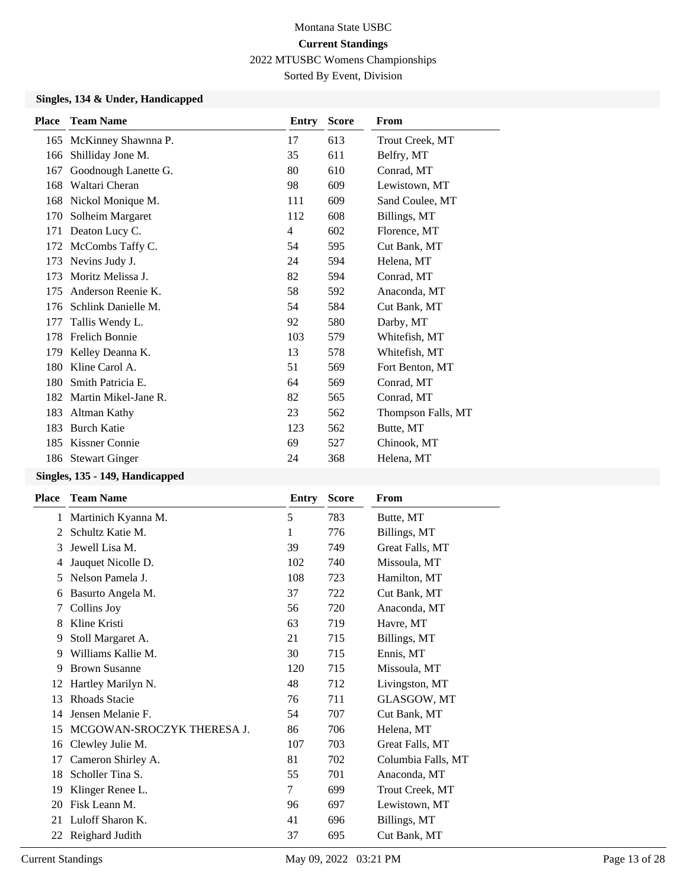Montana State USBC

**Current Standings**

2022 MTUSBC Womens Championships

Sorted By Event, Division

### Singles, 134 & Under, Handicapped

| Place | Team Name | Entry | Score | From |
|---|---|---|---|---|
| 165 | McKinney Shawnna P. | 17 | 613 | Trout Creek, MT |
| 166 | Shilliday Jone M. | 35 | 611 | Belfry, MT |
| 167 | Goodnough Lanette G. | 80 | 610 | Conrad, MT |
| 168 | Waltari Cheran | 98 | 609 | Lewistown, MT |
| 168 | Nickol Monique M. | 111 | 609 | Sand Coulee, MT |
| 170 | Solheim Margaret | 112 | 608 | Billings, MT |
| 171 | Deaton Lucy C. | 4 | 602 | Florence, MT |
| 172 | McCombs Taffy C. | 54 | 595 | Cut Bank, MT |
| 173 | Nevins Judy J. | 24 | 594 | Helena, MT |
| 173 | Moritz Melissa J. | 82 | 594 | Conrad, MT |
| 175 | Anderson Reenie K. | 58 | 592 | Anaconda, MT |
| 176 | Schlink Danielle M. | 54 | 584 | Cut Bank, MT |
| 177 | Tallis Wendy L. | 92 | 580 | Darby, MT |
| 178 | Frelich Bonnie | 103 | 579 | Whitefish, MT |
| 179 | Kelley Deanna K. | 13 | 578 | Whitefish, MT |
| 180 | Kline Carol A. | 51 | 569 | Fort Benton, MT |
| 180 | Smith Patricia E. | 64 | 569 | Conrad, MT |
| 182 | Martin Mikel-Jane R. | 82 | 565 | Conrad, MT |
| 183 | Altman Kathy | 23 | 562 | Thompson Falls, MT |
| 183 | Burch Katie | 123 | 562 | Butte, MT |
| 185 | Kissner Connie | 69 | 527 | Chinook, MT |
| 186 | Stewart Ginger | 24 | 368 | Helena, MT |

### Singles, 135 - 149, Handicapped

| Place | Team Name | Entry | Score | From |
|---|---|---|---|---|
| 1 | Martinich Kyanna M. | 5 | 783 | Butte, MT |
| 2 | Schultz Katie M. | 1 | 776 | Billings, MT |
| 3 | Jewell Lisa M. | 39 | 749 | Great Falls, MT |
| 4 | Jauquet Nicolle D. | 102 | 740 | Missoula, MT |
| 5 | Nelson Pamela J. | 108 | 723 | Hamilton, MT |
| 6 | Basurto Angela M. | 37 | 722 | Cut Bank, MT |
| 7 | Collins Joy | 56 | 720 | Anaconda, MT |
| 8 | Kline Kristi | 63 | 719 | Havre, MT |
| 9 | Stoll Margaret A. | 21 | 715 | Billings, MT |
| 9 | Williams Kallie M. | 30 | 715 | Ennis, MT |
| 9 | Brown Susanne | 120 | 715 | Missoula, MT |
| 12 | Hartley Marilyn N. | 48 | 712 | Livingston, MT |
| 13 | Rhoads Stacie | 76 | 711 | GLASGOW, MT |
| 14 | Jensen Melanie F. | 54 | 707 | Cut Bank, MT |
| 15 | MCGOWAN-SROCZYK THERESA J. | 86 | 706 | Helena, MT |
| 16 | Clewley Julie M. | 107 | 703 | Great Falls, MT |
| 17 | Cameron Shirley A. | 81 | 702 | Columbia Falls, MT |
| 18 | Scholler Tina S. | 55 | 701 | Anaconda, MT |
| 19 | Klinger Renee L. | 7 | 699 | Trout Creek, MT |
| 20 | Fisk Leann M. | 96 | 697 | Lewistown, MT |
| 21 | Luloff Sharon K. | 41 | 696 | Billings, MT |
| 22 | Reighard Judith | 37 | 695 | Cut Bank, MT |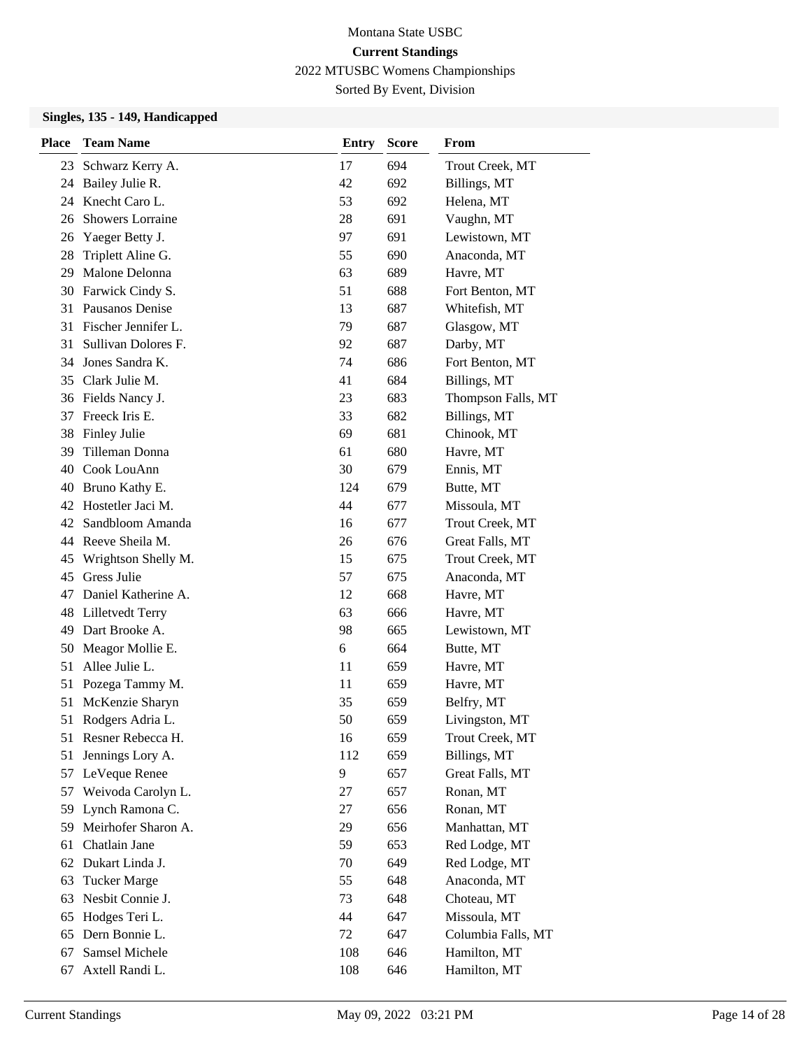Montana State USBC

**Current Standings**

2022 MTUSBC Womens Championships

Sorted By Event, Division

### Singles, 135 - 149, Handicapped

| Place | Team Name | Entry | Score | From |
|---|---|---|---|---|
| 23 | Schwarz Kerry A. | 17 | 694 | Trout Creek, MT |
| 24 | Bailey Julie R. | 42 | 692 | Billings, MT |
| 24 | Knecht Caro L. | 53 | 692 | Helena, MT |
| 26 | Showers Lorraine | 28 | 691 | Vaughn, MT |
| 26 | Yaeger Betty J. | 97 | 691 | Lewistown, MT |
| 28 | Triplett Aline G. | 55 | 690 | Anaconda, MT |
| 29 | Malone Delonna | 63 | 689 | Havre, MT |
| 30 | Farwick Cindy S. | 51 | 688 | Fort Benton, MT |
| 31 | Pausanos Denise | 13 | 687 | Whitefish, MT |
| 31 | Fischer Jennifer L. | 79 | 687 | Glasgow, MT |
| 31 | Sullivan Dolores F. | 92 | 687 | Darby, MT |
| 34 | Jones Sandra K. | 74 | 686 | Fort Benton, MT |
| 35 | Clark Julie M. | 41 | 684 | Billings, MT |
| 36 | Fields Nancy J. | 23 | 683 | Thompson Falls, MT |
| 37 | Freeck Iris E. | 33 | 682 | Billings, MT |
| 38 | Finley Julie | 69 | 681 | Chinook, MT |
| 39 | Tilleman Donna | 61 | 680 | Havre, MT |
| 40 | Cook LouAnn | 30 | 679 | Ennis, MT |
| 40 | Bruno Kathy E. | 124 | 679 | Butte, MT |
| 42 | Hostetler Jaci M. | 44 | 677 | Missoula, MT |
| 42 | Sandbloom Amanda | 16 | 677 | Trout Creek, MT |
| 44 | Reeve Sheila M. | 26 | 676 | Great Falls, MT |
| 45 | Wrightson Shelly M. | 15 | 675 | Trout Creek, MT |
| 45 | Gress Julie | 57 | 675 | Anaconda, MT |
| 47 | Daniel Katherine A. | 12 | 668 | Havre, MT |
| 48 | Lilletvedt Terry | 63 | 666 | Havre, MT |
| 49 | Dart Brooke A. | 98 | 665 | Lewistown, MT |
| 50 | Meagor Mollie E. | 6 | 664 | Butte, MT |
| 51 | Allee Julie L. | 11 | 659 | Havre, MT |
| 51 | Pozega Tammy M. | 11 | 659 | Havre, MT |
| 51 | McKenzie Sharyn | 35 | 659 | Belfry, MT |
| 51 | Rodgers Adria L. | 50 | 659 | Livingston, MT |
| 51 | Resner Rebecca H. | 16 | 659 | Trout Creek, MT |
| 51 | Jennings Lory A. | 112 | 659 | Billings, MT |
| 57 | LeVeque Renee | 9 | 657 | Great Falls, MT |
| 57 | Weivoda Carolyn L. | 27 | 657 | Ronan, MT |
| 59 | Lynch Ramona C. | 27 | 656 | Ronan, MT |
| 59 | Meirhofer Sharon A. | 29 | 656 | Manhattan, MT |
| 61 | Chatlain Jane | 59 | 653 | Red Lodge, MT |
| 62 | Dukart Linda J. | 70 | 649 | Red Lodge, MT |
| 63 | Tucker Marge | 55 | 648 | Anaconda, MT |
| 63 | Nesbit Connie J. | 73 | 648 | Choteau, MT |
| 65 | Hodges Teri L. | 44 | 647 | Missoula, MT |
| 65 | Dern Bonnie L. | 72 | 647 | Columbia Falls, MT |
| 67 | Samsel Michele | 108 | 646 | Hamilton, MT |
| 67 | Axtell Randi L. | 108 | 646 | Hamilton, MT |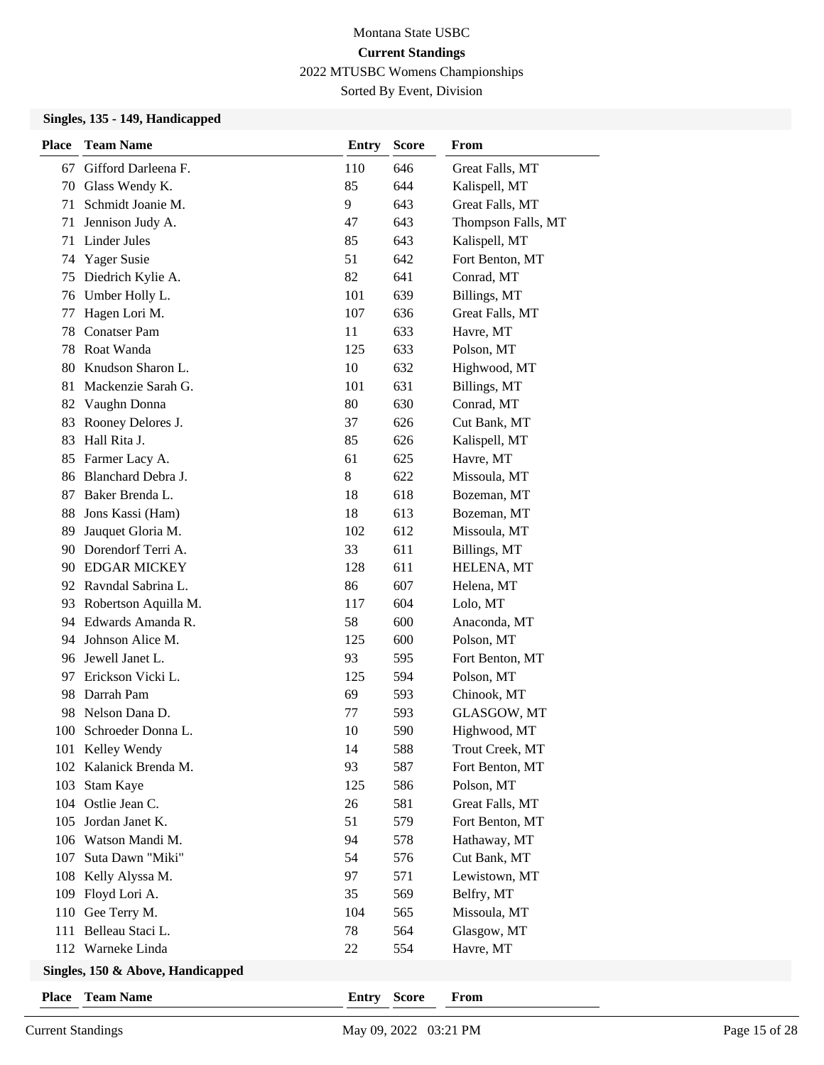Montana State USBC

**Current Standings**

2022 MTUSBC Womens Championships

Sorted By Event, Division

### Singles, 135 - 149, Handicapped

| Place | Team Name | Entry | Score | From |
|---|---|---|---|---|
| 67 | Gifford Darleena F. | 110 | 646 | Great Falls, MT |
| 70 | Glass Wendy K. | 85 | 644 | Kalispell, MT |
| 71 | Schmidt Joanie M. | 9 | 643 | Great Falls, MT |
| 71 | Jennison Judy A. | 47 | 643 | Thompson Falls, MT |
| 71 | Linder Jules | 85 | 643 | Kalispell, MT |
| 74 | Yager Susie | 51 | 642 | Fort Benton, MT |
| 75 | Diedrich Kylie A. | 82 | 641 | Conrad, MT |
| 76 | Umber Holly L. | 101 | 639 | Billings, MT |
| 77 | Hagen Lori M. | 107 | 636 | Great Falls, MT |
| 78 | Conatser Pam | 11 | 633 | Havre, MT |
| 78 | Roat Wanda | 125 | 633 | Polson, MT |
| 80 | Knudson Sharon L. | 10 | 632 | Highwood, MT |
| 81 | Mackenzie Sarah G. | 101 | 631 | Billings, MT |
| 82 | Vaughn Donna | 80 | 630 | Conrad, MT |
| 83 | Rooney Delores J. | 37 | 626 | Cut Bank, MT |
| 83 | Hall Rita J. | 85 | 626 | Kalispell, MT |
| 85 | Farmer Lacy A. | 61 | 625 | Havre, MT |
| 86 | Blanchard Debra J. | 8 | 622 | Missoula, MT |
| 87 | Baker Brenda L. | 18 | 618 | Bozeman, MT |
| 88 | Jons Kassi (Ham) | 18 | 613 | Bozeman, MT |
| 89 | Jauquet Gloria M. | 102 | 612 | Missoula, MT |
| 90 | Dorendorf Terri A. | 33 | 611 | Billings, MT |
| 90 | EDGAR MICKEY | 128 | 611 | HELENA, MT |
| 92 | Ravndal Sabrina L. | 86 | 607 | Helena, MT |
| 93 | Robertson Aquilla M. | 117 | 604 | Lolo, MT |
| 94 | Edwards Amanda R. | 58 | 600 | Anaconda, MT |
| 94 | Johnson Alice M. | 125 | 600 | Polson, MT |
| 96 | Jewell Janet L. | 93 | 595 | Fort Benton, MT |
| 97 | Erickson Vicki L. | 125 | 594 | Polson, MT |
| 98 | Darrah Pam | 69 | 593 | Chinook, MT |
| 98 | Nelson Dana D. | 77 | 593 | GLASGOW, MT |
| 100 | Schroeder Donna L. | 10 | 590 | Highwood, MT |
| 101 | Kelley Wendy | 14 | 588 | Trout Creek, MT |
| 102 | Kalanick Brenda M. | 93 | 587 | Fort Benton, MT |
| 103 | Stam Kaye | 125 | 586 | Polson, MT |
| 104 | Ostlie Jean C. | 26 | 581 | Great Falls, MT |
| 105 | Jordan Janet K. | 51 | 579 | Fort Benton, MT |
| 106 | Watson Mandi M. | 94 | 578 | Hathaway, MT |
| 107 | Suta Dawn "Miki" | 54 | 576 | Cut Bank, MT |
| 108 | Kelly Alyssa M. | 97 | 571 | Lewistown, MT |
| 109 | Floyd Lori A. | 35 | 569 | Belfry, MT |
| 110 | Gee Terry M. | 104 | 565 | Missoula, MT |
| 111 | Belleau Staci L. | 78 | 564 | Glasgow, MT |
| 112 | Warneke Linda | 22 | 554 | Havre, MT |

### Singles, 150 & Above, Handicapped

| Place | Team Name | Entry | Score | From |
|---|---|---|---|---|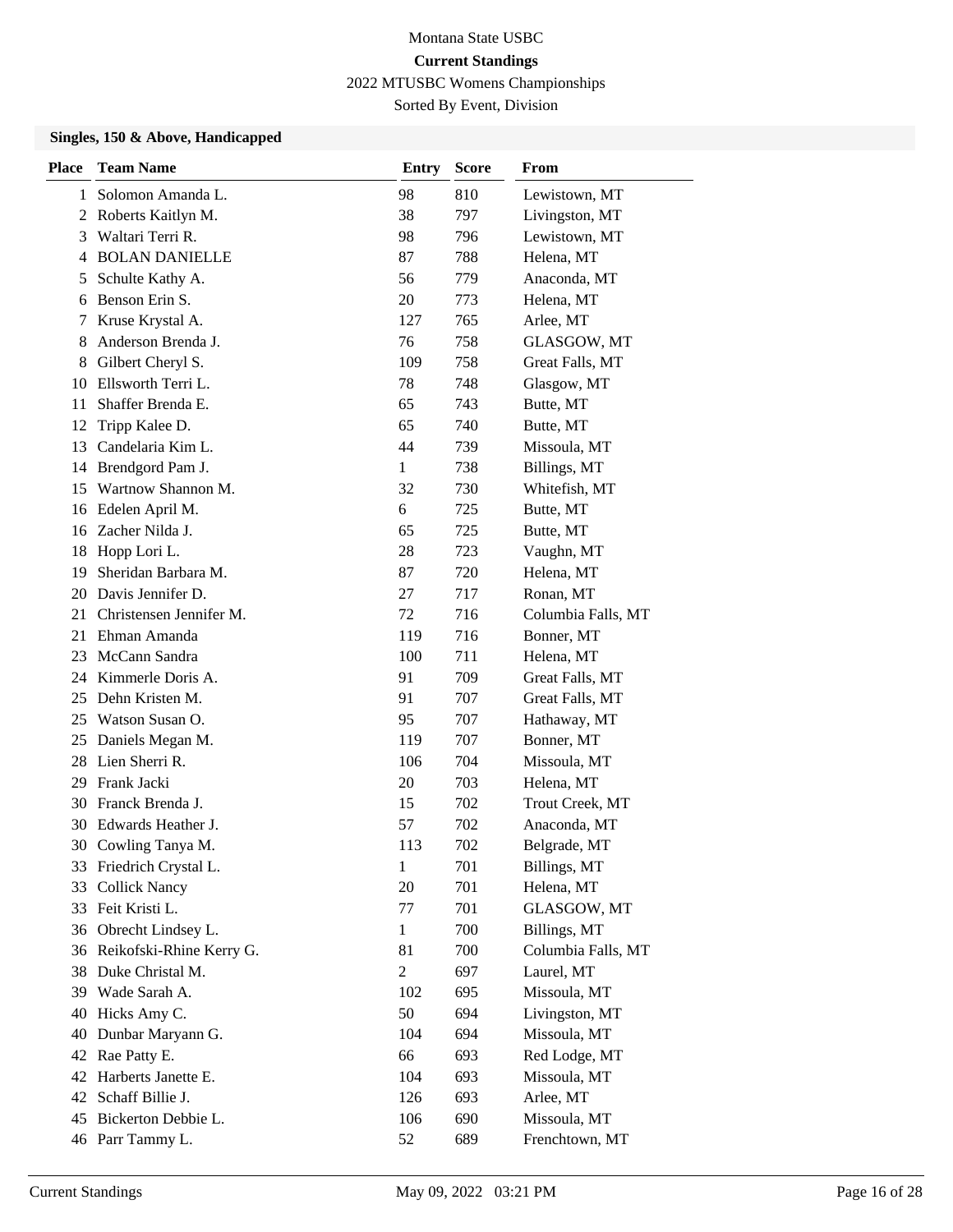Montana State USBC

**Current Standings**

2022 MTUSBC Womens Championships

Sorted By Event, Division

### Singles, 150 & Above, Handicapped

| Place | Team Name | Entry | Score | From |
|---|---|---|---|---|
| 1 | Solomon Amanda L. | 98 | 810 | Lewistown, MT |
| 2 | Roberts Kaitlyn M. | 38 | 797 | Livingston, MT |
| 3 | Waltari Terri R. | 98 | 796 | Lewistown, MT |
| 4 | BOLAN DANIELLE | 87 | 788 | Helena, MT |
| 5 | Schulte Kathy A. | 56 | 779 | Anaconda, MT |
| 6 | Benson Erin S. | 20 | 773 | Helena, MT |
| 7 | Kruse Krystal A. | 127 | 765 | Arlee, MT |
| 8 | Anderson Brenda J. | 76 | 758 | GLASGOW, MT |
| 8 | Gilbert Cheryl S. | 109 | 758 | Great Falls, MT |
| 10 | Ellsworth Terri L. | 78 | 748 | Glasgow, MT |
| 11 | Shaffer Brenda E. | 65 | 743 | Butte, MT |
| 12 | Tripp Kalee D. | 65 | 740 | Butte, MT |
| 13 | Candelaria Kim L. | 44 | 739 | Missoula, MT |
| 14 | Brendgord Pam J. | 1 | 738 | Billings, MT |
| 15 | Wartnow Shannon M. | 32 | 730 | Whitefish, MT |
| 16 | Edelen April M. | 6 | 725 | Butte, MT |
| 16 | Zacher Nilda J. | 65 | 725 | Butte, MT |
| 18 | Hopp Lori L. | 28 | 723 | Vaughn, MT |
| 19 | Sheridan Barbara M. | 87 | 720 | Helena, MT |
| 20 | Davis Jennifer D. | 27 | 717 | Ronan, MT |
| 21 | Christensen Jennifer M. | 72 | 716 | Columbia Falls, MT |
| 21 | Ehman Amanda | 119 | 716 | Bonner, MT |
| 23 | McCann Sandra | 100 | 711 | Helena, MT |
| 24 | Kimmerle Doris A. | 91 | 709 | Great Falls, MT |
| 25 | Dehn Kristen M. | 91 | 707 | Great Falls, MT |
| 25 | Watson Susan O. | 95 | 707 | Hathaway, MT |
| 25 | Daniels Megan M. | 119 | 707 | Bonner, MT |
| 28 | Lien Sherri R. | 106 | 704 | Missoula, MT |
| 29 | Frank Jacki | 20 | 703 | Helena, MT |
| 30 | Franck Brenda J. | 15 | 702 | Trout Creek, MT |
| 30 | Edwards Heather J. | 57 | 702 | Anaconda, MT |
| 30 | Cowling Tanya M. | 113 | 702 | Belgrade, MT |
| 33 | Friedrich Crystal L. | 1 | 701 | Billings, MT |
| 33 | Collick Nancy | 20 | 701 | Helena, MT |
| 33 | Feit Kristi L. | 77 | 701 | GLASGOW, MT |
| 36 | Obrecht Lindsey L. | 1 | 700 | Billings, MT |
| 36 | Reikofski-Rhine Kerry G. | 81 | 700 | Columbia Falls, MT |
| 38 | Duke Christal M. | 2 | 697 | Laurel, MT |
| 39 | Wade Sarah A. | 102 | 695 | Missoula, MT |
| 40 | Hicks Amy C. | 50 | 694 | Livingston, MT |
| 40 | Dunbar Maryann G. | 104 | 694 | Missoula, MT |
| 42 | Rae Patty E. | 66 | 693 | Red Lodge, MT |
| 42 | Harberts Janette E. | 104 | 693 | Missoula, MT |
| 42 | Schaff Billie J. | 126 | 693 | Arlee, MT |
| 45 | Bickerton Debbie L. | 106 | 690 | Missoula, MT |
| 46 | Parr Tammy L. | 52 | 689 | Frenchtown, MT |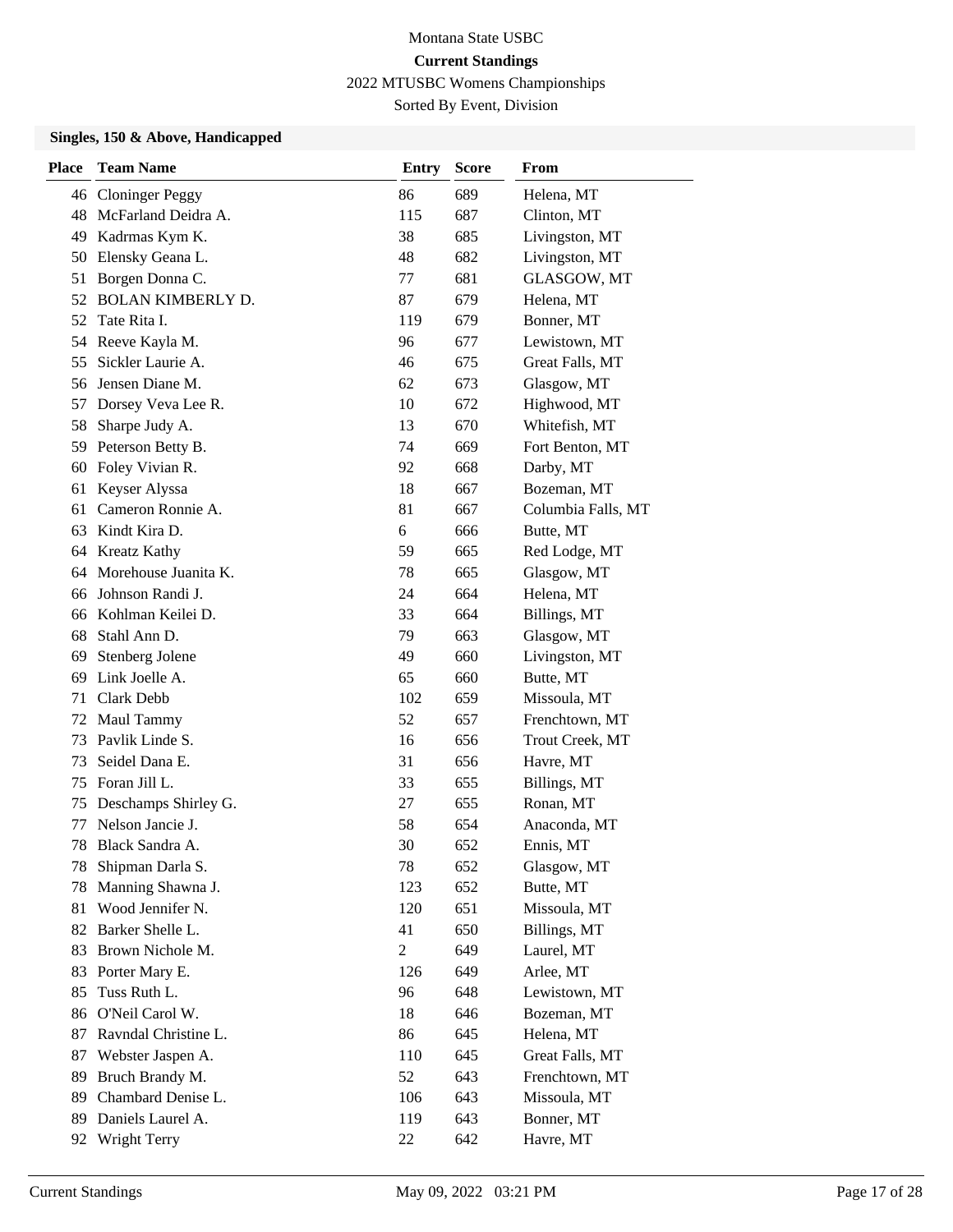Montana State USBC

**Current Standings**

2022 MTUSBC Womens Championships

Sorted By Event, Division

### Singles, 150 & Above, Handicapped

| Place | Team Name | Entry | Score | From |
|---|---|---|---|---|
| 46 | Cloninger Peggy | 86 | 689 | Helena, MT |
| 48 | McFarland Deidra A. | 115 | 687 | Clinton, MT |
| 49 | Kadrmas Kym K. | 38 | 685 | Livingston, MT |
| 50 | Elensky Geana L. | 48 | 682 | Livingston, MT |
| 51 | Borgen Donna C. | 77 | 681 | GLASGOW, MT |
| 52 | BOLAN KIMBERLY D. | 87 | 679 | Helena, MT |
| 52 | Tate Rita I. | 119 | 679 | Bonner, MT |
| 54 | Reeve Kayla M. | 96 | 677 | Lewistown, MT |
| 55 | Sickler Laurie A. | 46 | 675 | Great Falls, MT |
| 56 | Jensen Diane M. | 62 | 673 | Glasgow, MT |
| 57 | Dorsey Veva Lee R. | 10 | 672 | Highwood, MT |
| 58 | Sharpe Judy A. | 13 | 670 | Whitefish, MT |
| 59 | Peterson Betty B. | 74 | 669 | Fort Benton, MT |
| 60 | Foley Vivian R. | 92 | 668 | Darby, MT |
| 61 | Keyser Alyssa | 18 | 667 | Bozeman, MT |
| 61 | Cameron Ronnie A. | 81 | 667 | Columbia Falls, MT |
| 63 | Kindt Kira D. | 6 | 666 | Butte, MT |
| 64 | Kreatz Kathy | 59 | 665 | Red Lodge, MT |
| 64 | Morehouse Juanita K. | 78 | 665 | Glasgow, MT |
| 66 | Johnson Randi J. | 24 | 664 | Helena, MT |
| 66 | Kohlman Keilei D. | 33 | 664 | Billings, MT |
| 68 | Stahl Ann D. | 79 | 663 | Glasgow, MT |
| 69 | Stenberg Jolene | 49 | 660 | Livingston, MT |
| 69 | Link Joelle A. | 65 | 660 | Butte, MT |
| 71 | Clark Debb | 102 | 659 | Missoula, MT |
| 72 | Maul Tammy | 52 | 657 | Frenchtown, MT |
| 73 | Pavlik Linde S. | 16 | 656 | Trout Creek, MT |
| 73 | Seidel Dana E. | 31 | 656 | Havre, MT |
| 75 | Foran Jill L. | 33 | 655 | Billings, MT |
| 75 | Deschamps Shirley G. | 27 | 655 | Ronan, MT |
| 77 | Nelson Jancie J. | 58 | 654 | Anaconda, MT |
| 78 | Black Sandra A. | 30 | 652 | Ennis, MT |
| 78 | Shipman Darla S. | 78 | 652 | Glasgow, MT |
| 78 | Manning Shawna J. | 123 | 652 | Butte, MT |
| 81 | Wood Jennifer N. | 120 | 651 | Missoula, MT |
| 82 | Barker Shelle L. | 41 | 650 | Billings, MT |
| 83 | Brown Nichole M. | 2 | 649 | Laurel, MT |
| 83 | Porter Mary E. | 126 | 649 | Arlee, MT |
| 85 | Tuss Ruth L. | 96 | 648 | Lewistown, MT |
| 86 | O'Neil Carol W. | 18 | 646 | Bozeman, MT |
| 87 | Ravndal Christine L. | 86 | 645 | Helena, MT |
| 87 | Webster Jaspen A. | 110 | 645 | Great Falls, MT |
| 89 | Bruch Brandy M. | 52 | 643 | Frenchtown, MT |
| 89 | Chambard Denise L. | 106 | 643 | Missoula, MT |
| 89 | Daniels Laurel A. | 119 | 643 | Bonner, MT |
| 92 | Wright Terry | 22 | 642 | Havre, MT |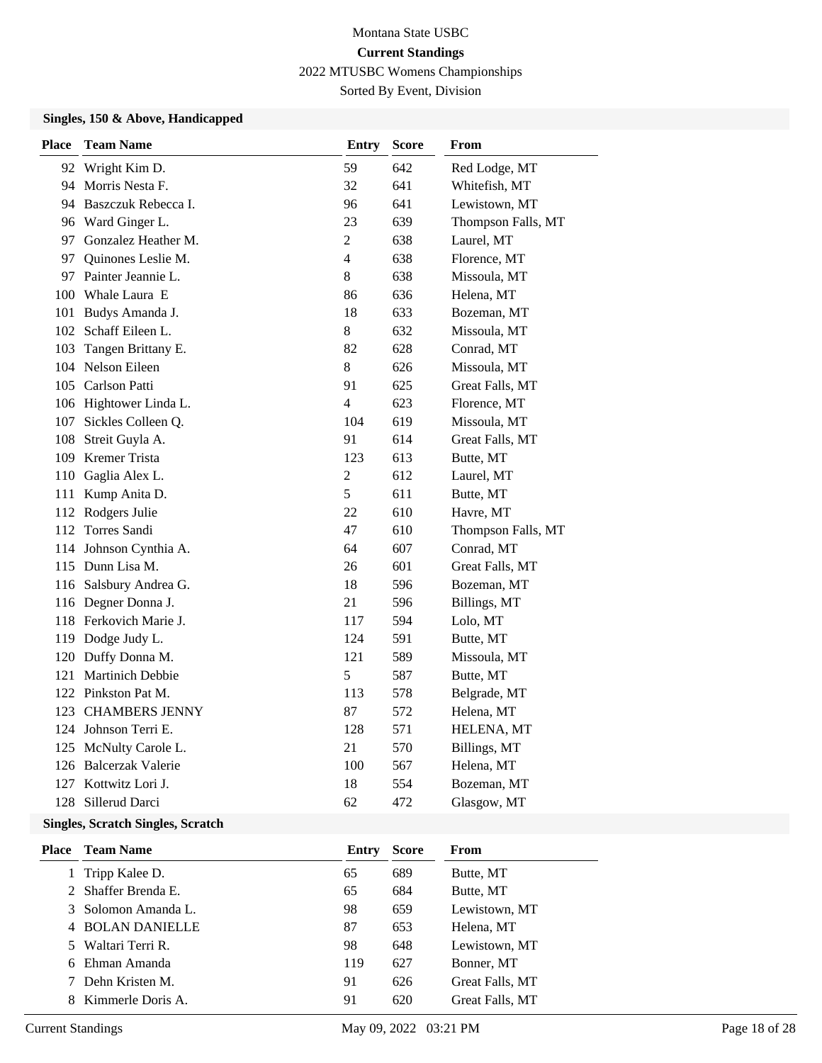Montana State USBC

**Current Standings**

2022 MTUSBC Womens Championships

Sorted By Event, Division

### Singles, 150 & Above, Handicapped

| Place | Team Name | Entry | Score | From |
|---|---|---|---|---|
| 92 | Wright Kim D. | 59 | 642 | Red Lodge, MT |
| 94 | Morris Nesta F. | 32 | 641 | Whitefish, MT |
| 94 | Baszczuk Rebecca I. | 96 | 641 | Lewistown, MT |
| 96 | Ward Ginger L. | 23 | 639 | Thompson Falls, MT |
| 97 | Gonzalez Heather M. | 2 | 638 | Laurel, MT |
| 97 | Quinones Leslie M. | 4 | 638 | Florence, MT |
| 97 | Painter Jeannie L. | 8 | 638 | Missoula, MT |
| 100 | Whale Laura E | 86 | 636 | Helena, MT |
| 101 | Budys Amanda J. | 18 | 633 | Bozeman, MT |
| 102 | Schaff Eileen L. | 8 | 632 | Missoula, MT |
| 103 | Tangen Brittany E. | 82 | 628 | Conrad, MT |
| 104 | Nelson Eileen | 8 | 626 | Missoula, MT |
| 105 | Carlson Patti | 91 | 625 | Great Falls, MT |
| 106 | Hightower Linda L. | 4 | 623 | Florence, MT |
| 107 | Sickles Colleen Q. | 104 | 619 | Missoula, MT |
| 108 | Streit Guyla A. | 91 | 614 | Great Falls, MT |
| 109 | Kremer Trista | 123 | 613 | Butte, MT |
| 110 | Gaglia Alex L. | 2 | 612 | Laurel, MT |
| 111 | Kump Anita D. | 5 | 611 | Butte, MT |
| 112 | Rodgers Julie | 22 | 610 | Havre, MT |
| 112 | Torres Sandi | 47 | 610 | Thompson Falls, MT |
| 114 | Johnson Cynthia A. | 64 | 607 | Conrad, MT |
| 115 | Dunn Lisa M. | 26 | 601 | Great Falls, MT |
| 116 | Salsbury Andrea G. | 18 | 596 | Bozeman, MT |
| 116 | Degner Donna J. | 21 | 596 | Billings, MT |
| 118 | Ferkovich Marie J. | 117 | 594 | Lolo, MT |
| 119 | Dodge Judy L. | 124 | 591 | Butte, MT |
| 120 | Duffy Donna M. | 121 | 589 | Missoula, MT |
| 121 | Martinich Debbie | 5 | 587 | Butte, MT |
| 122 | Pinkston Pat M. | 113 | 578 | Belgrade, MT |
| 123 | CHAMBERS JENNY | 87 | 572 | Helena, MT |
| 124 | Johnson Terri E. | 128 | 571 | HELENA, MT |
| 125 | McNulty Carole L. | 21 | 570 | Billings, MT |
| 126 | Balcerzak Valerie | 100 | 567 | Helena, MT |
| 127 | Kottwitz Lori J. | 18 | 554 | Bozeman, MT |
| 128 | Sillerud Darci | 62 | 472 | Glasgow, MT |

### Singles, Scratch Singles, Scratch

| Place | Team Name | Entry | Score | From |
|---|---|---|---|---|
| 1 | Tripp Kalee D. | 65 | 689 | Butte, MT |
| 2 | Shaffer Brenda E. | 65 | 684 | Butte, MT |
| 3 | Solomon Amanda L. | 98 | 659 | Lewistown, MT |
| 4 | BOLAN DANIELLE | 87 | 653 | Helena, MT |
| 5 | Waltari Terri R. | 98 | 648 | Lewistown, MT |
| 6 | Ehman Amanda | 119 | 627 | Bonner, MT |
| 7 | Dehn Kristen M. | 91 | 626 | Great Falls, MT |
| 8 | Kimmerle Doris A. | 91 | 620 | Great Falls, MT |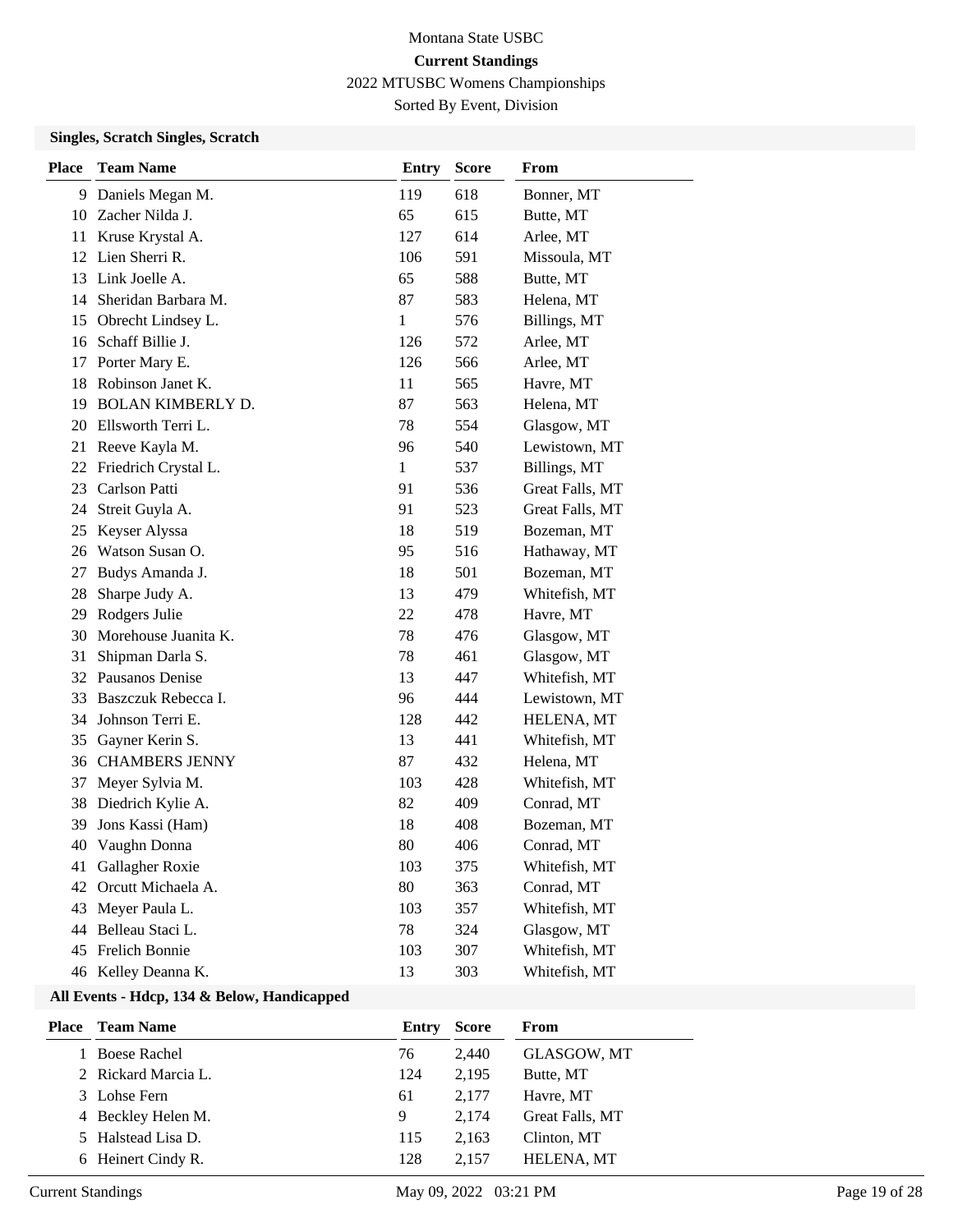Montana State USBC

**Current Standings**

2022 MTUSBC Womens Championships

Sorted By Event, Division

### Singles, Scratch Singles, Scratch

| Place | Team Name | Entry | Score | From |
|---|---|---|---|---|
| 9 | Daniels Megan M. | 119 | 618 | Bonner, MT |
| 10 | Zacher Nilda J. | 65 | 615 | Butte, MT |
| 11 | Kruse Krystal A. | 127 | 614 | Arlee, MT |
| 12 | Lien Sherri R. | 106 | 591 | Missoula, MT |
| 13 | Link Joelle A. | 65 | 588 | Butte, MT |
| 14 | Sheridan Barbara M. | 87 | 583 | Helena, MT |
| 15 | Obrecht Lindsey L. | 1 | 576 | Billings, MT |
| 16 | Schaff Billie J. | 126 | 572 | Arlee, MT |
| 17 | Porter Mary E. | 126 | 566 | Arlee, MT |
| 18 | Robinson Janet K. | 11 | 565 | Havre, MT |
| 19 | BOLAN KIMBERLY D. | 87 | 563 | Helena, MT |
| 20 | Ellsworth Terri L. | 78 | 554 | Glasgow, MT |
| 21 | Reeve Kayla M. | 96 | 540 | Lewistown, MT |
| 22 | Friedrich Crystal L. | 1 | 537 | Billings, MT |
| 23 | Carlson Patti | 91 | 536 | Great Falls, MT |
| 24 | Streit Guyla A. | 91 | 523 | Great Falls, MT |
| 25 | Keyser Alyssa | 18 | 519 | Bozeman, MT |
| 26 | Watson Susan O. | 95 | 516 | Hathaway, MT |
| 27 | Budys Amanda J. | 18 | 501 | Bozeman, MT |
| 28 | Sharpe Judy A. | 13 | 479 | Whitefish, MT |
| 29 | Rodgers Julie | 22 | 478 | Havre, MT |
| 30 | Morehouse Juanita K. | 78 | 476 | Glasgow, MT |
| 31 | Shipman Darla S. | 78 | 461 | Glasgow, MT |
| 32 | Pausanos Denise | 13 | 447 | Whitefish, MT |
| 33 | Baszczuk Rebecca I. | 96 | 444 | Lewistown, MT |
| 34 | Johnson Terri E. | 128 | 442 | HELENA, MT |
| 35 | Gayner Kerin S. | 13 | 441 | Whitefish, MT |
| 36 | CHAMBERS JENNY | 87 | 432 | Helena, MT |
| 37 | Meyer Sylvia M. | 103 | 428 | Whitefish, MT |
| 38 | Diedrich Kylie A. | 82 | 409 | Conrad, MT |
| 39 | Jons Kassi (Ham) | 18 | 408 | Bozeman, MT |
| 40 | Vaughn Donna | 80 | 406 | Conrad, MT |
| 41 | Gallagher Roxie | 103 | 375 | Whitefish, MT |
| 42 | Orcutt Michaela A. | 80 | 363 | Conrad, MT |
| 43 | Meyer Paula L. | 103 | 357 | Whitefish, MT |
| 44 | Belleau Staci L. | 78 | 324 | Glasgow, MT |
| 45 | Frelich Bonnie | 103 | 307 | Whitefish, MT |
| 46 | Kelley Deanna K. | 13 | 303 | Whitefish, MT |

### All Events - Hdcp, 134 & Below, Handicapped

| Place | Team Name | Entry | Score | From |
|---|---|---|---|---|
| 1 | Boese Rachel | 76 | 2,440 | GLASGOW, MT |
| 2 | Rickard Marcia L. | 124 | 2,195 | Butte, MT |
| 3 | Lohse Fern | 61 | 2,177 | Havre, MT |
| 4 | Beckley Helen M. | 9 | 2,174 | Great Falls, MT |
| 5 | Halstead Lisa D. | 115 | 2,163 | Clinton, MT |
| 6 | Heinert Cindy R. | 128 | 2,157 | HELENA, MT |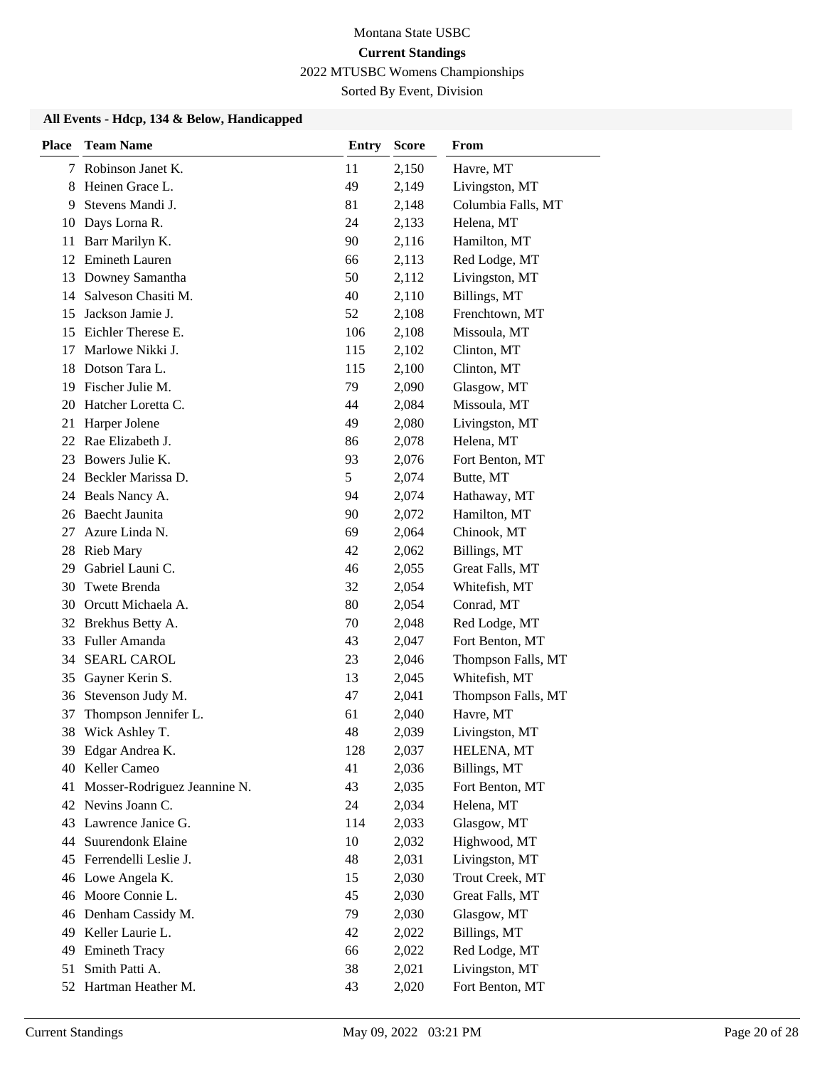Montana State USBC

**Current Standings**

2022 MTUSBC Womens Championships

Sorted By Event, Division

### All Events - Hdcp, 134 & Below, Handicapped

| Place | Team Name | Entry | Score | From |
|---|---|---|---|---|
| 7 | Robinson Janet K. | 11 | 2,150 | Havre, MT |
| 8 | Heinen Grace L. | 49 | 2,149 | Livingston, MT |
| 9 | Stevens Mandi J. | 81 | 2,148 | Columbia Falls, MT |
| 10 | Days Lorna R. | 24 | 2,133 | Helena, MT |
| 11 | Barr Marilyn K. | 90 | 2,116 | Hamilton, MT |
| 12 | Emineth Lauren | 66 | 2,113 | Red Lodge, MT |
| 13 | Downey Samantha | 50 | 2,112 | Livingston, MT |
| 14 | Salveson Chasiti M. | 40 | 2,110 | Billings, MT |
| 15 | Jackson Jamie J. | 52 | 2,108 | Frenchtown, MT |
| 15 | Eichler Therese E. | 106 | 2,108 | Missoula, MT |
| 17 | Marlowe Nikki J. | 115 | 2,102 | Clinton, MT |
| 18 | Dotson Tara L. | 115 | 2,100 | Clinton, MT |
| 19 | Fischer Julie M. | 79 | 2,090 | Glasgow, MT |
| 20 | Hatcher Loretta C. | 44 | 2,084 | Missoula, MT |
| 21 | Harper Jolene | 49 | 2,080 | Livingston, MT |
| 22 | Rae Elizabeth J. | 86 | 2,078 | Helena, MT |
| 23 | Bowers Julie K. | 93 | 2,076 | Fort Benton, MT |
| 24 | Beckler Marissa D. | 5 | 2,074 | Butte, MT |
| 24 | Beals Nancy A. | 94 | 2,074 | Hathaway, MT |
| 26 | Baecht Jaunita | 90 | 2,072 | Hamilton, MT |
| 27 | Azure Linda N. | 69 | 2,064 | Chinook, MT |
| 28 | Rieb Mary | 42 | 2,062 | Billings, MT |
| 29 | Gabriel Launi C. | 46 | 2,055 | Great Falls, MT |
| 30 | Twete Brenda | 32 | 2,054 | Whitefish, MT |
| 30 | Orcutt Michaela A. | 80 | 2,054 | Conrad, MT |
| 32 | Brekhus Betty A. | 70 | 2,048 | Red Lodge, MT |
| 33 | Fuller Amanda | 43 | 2,047 | Fort Benton, MT |
| 34 | SEARL CAROL | 23 | 2,046 | Thompson Falls, MT |
| 35 | Gayner Kerin S. | 13 | 2,045 | Whitefish, MT |
| 36 | Stevenson Judy M. | 47 | 2,041 | Thompson Falls, MT |
| 37 | Thompson Jennifer L. | 61 | 2,040 | Havre, MT |
| 38 | Wick Ashley T. | 48 | 2,039 | Livingston, MT |
| 39 | Edgar Andrea K. | 128 | 2,037 | HELENA, MT |
| 40 | Keller Cameo | 41 | 2,036 | Billings, MT |
| 41 | Mosser-Rodriguez Jeannine N. | 43 | 2,035 | Fort Benton, MT |
| 42 | Nevins Joann C. | 24 | 2,034 | Helena, MT |
| 43 | Lawrence Janice G. | 114 | 2,033 | Glasgow, MT |
| 44 | Suurendonk Elaine | 10 | 2,032 | Highwood, MT |
| 45 | Ferrendelli Leslie J. | 48 | 2,031 | Livingston, MT |
| 46 | Lowe Angela K. | 15 | 2,030 | Trout Creek, MT |
| 46 | Moore Connie L. | 45 | 2,030 | Great Falls, MT |
| 46 | Denham Cassidy M. | 79 | 2,030 | Glasgow, MT |
| 49 | Keller Laurie L. | 42 | 2,022 | Billings, MT |
| 49 | Emineth Tracy | 66 | 2,022 | Red Lodge, MT |
| 51 | Smith Patti A. | 38 | 2,021 | Livingston, MT |
| 52 | Hartman Heather M. | 43 | 2,020 | Fort Benton, MT |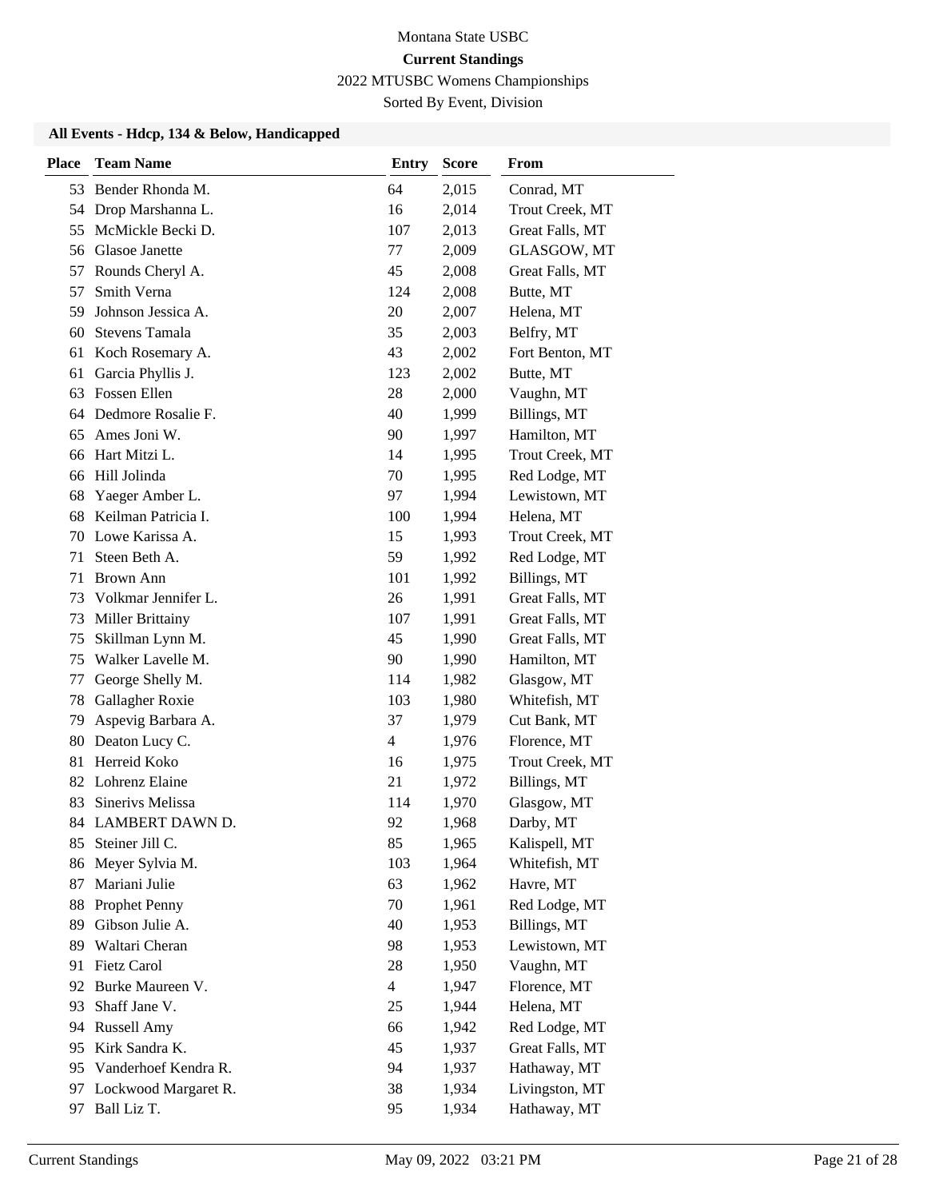Montana State USBC

**Current Standings**

2022 MTUSBC Womens Championships

Sorted By Event, Division

### All Events - Hdcp, 134 & Below, Handicapped

| Place | Team Name | Entry | Score | From |
|---|---|---|---|---|
| 53 | Bender Rhonda M. | 64 | 2,015 | Conrad, MT |
| 54 | Drop Marshanna L. | 16 | 2,014 | Trout Creek, MT |
| 55 | McMickle Becki D. | 107 | 2,013 | Great Falls, MT |
| 56 | Glasoe Janette | 77 | 2,009 | GLASGOW, MT |
| 57 | Rounds Cheryl A. | 45 | 2,008 | Great Falls, MT |
| 57 | Smith Verna | 124 | 2,008 | Butte, MT |
| 59 | Johnson Jessica A. | 20 | 2,007 | Helena, MT |
| 60 | Stevens Tamala | 35 | 2,003 | Belfry, MT |
| 61 | Koch Rosemary A. | 43 | 2,002 | Fort Benton, MT |
| 61 | Garcia Phyllis J. | 123 | 2,002 | Butte, MT |
| 63 | Fossen Ellen | 28 | 2,000 | Vaughn, MT |
| 64 | Dedmore Rosalie F. | 40 | 1,999 | Billings, MT |
| 65 | Ames Joni W. | 90 | 1,997 | Hamilton, MT |
| 66 | Hart Mitzi L. | 14 | 1,995 | Trout Creek, MT |
| 66 | Hill Jolinda | 70 | 1,995 | Red Lodge, MT |
| 68 | Yaeger Amber L. | 97 | 1,994 | Lewistown, MT |
| 68 | Keilman Patricia I. | 100 | 1,994 | Helena, MT |
| 70 | Lowe Karissa A. | 15 | 1,993 | Trout Creek, MT |
| 71 | Steen Beth A. | 59 | 1,992 | Red Lodge, MT |
| 71 | Brown Ann | 101 | 1,992 | Billings, MT |
| 73 | Volkmar Jennifer L. | 26 | 1,991 | Great Falls, MT |
| 73 | Miller Brittainy | 107 | 1,991 | Great Falls, MT |
| 75 | Skillman Lynn M. | 45 | 1,990 | Great Falls, MT |
| 75 | Walker Lavelle M. | 90 | 1,990 | Hamilton, MT |
| 77 | George Shelly M. | 114 | 1,982 | Glasgow, MT |
| 78 | Gallagher Roxie | 103 | 1,980 | Whitefish, MT |
| 79 | Aspevig Barbara A. | 37 | 1,979 | Cut Bank, MT |
| 80 | Deaton Lucy C. | 4 | 1,976 | Florence, MT |
| 81 | Herreid Koko | 16 | 1,975 | Trout Creek, MT |
| 82 | Lohrenz Elaine | 21 | 1,972 | Billings, MT |
| 83 | Sinerivs Melissa | 114 | 1,970 | Glasgow, MT |
| 84 | LAMBERT DAWN D. | 92 | 1,968 | Darby, MT |
| 85 | Steiner Jill C. | 85 | 1,965 | Kalispell, MT |
| 86 | Meyer Sylvia M. | 103 | 1,964 | Whitefish, MT |
| 87 | Mariani Julie | 63 | 1,962 | Havre, MT |
| 88 | Prophet Penny | 70 | 1,961 | Red Lodge, MT |
| 89 | Gibson Julie A. | 40 | 1,953 | Billings, MT |
| 89 | Waltari Cheran | 98 | 1,953 | Lewistown, MT |
| 91 | Fietz Carol | 28 | 1,950 | Vaughn, MT |
| 92 | Burke Maureen V. | 4 | 1,947 | Florence, MT |
| 93 | Shaff Jane V. | 25 | 1,944 | Helena, MT |
| 94 | Russell Amy | 66 | 1,942 | Red Lodge, MT |
| 95 | Kirk Sandra K. | 45 | 1,937 | Great Falls, MT |
| 95 | Vanderhoef Kendra R. | 94 | 1,937 | Hathaway, MT |
| 97 | Lockwood Margaret R. | 38 | 1,934 | Livingston, MT |
| 97 | Ball Liz T. | 95 | 1,934 | Hathaway, MT |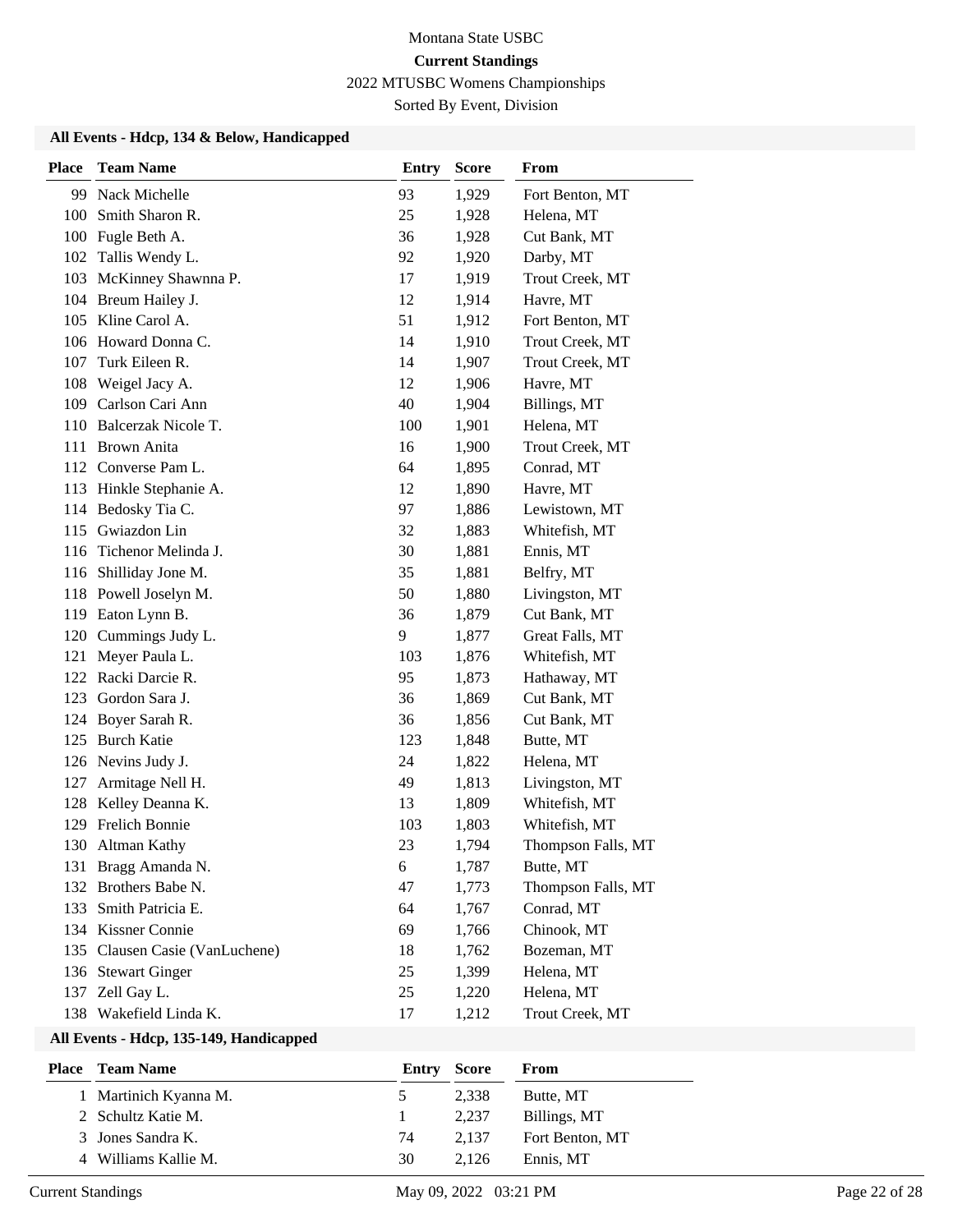Montana State USBC

**Current Standings**

2022 MTUSBC Womens Championships

Sorted By Event, Division

### All Events - Hdcp, 134 & Below, Handicapped

| Place | Team Name | Entry | Score | From |
|---|---|---|---|---|
| 99 | Nack Michelle | 93 | 1,929 | Fort Benton, MT |
| 100 | Smith Sharon R. | 25 | 1,928 | Helena, MT |
| 100 | Fugle Beth A. | 36 | 1,928 | Cut Bank, MT |
| 102 | Tallis Wendy L. | 92 | 1,920 | Darby, MT |
| 103 | McKinney Shawnna P. | 17 | 1,919 | Trout Creek, MT |
| 104 | Breum Hailey J. | 12 | 1,914 | Havre, MT |
| 105 | Kline Carol A. | 51 | 1,912 | Fort Benton, MT |
| 106 | Howard Donna C. | 14 | 1,910 | Trout Creek, MT |
| 107 | Turk Eileen R. | 14 | 1,907 | Trout Creek, MT |
| 108 | Weigel Jacy A. | 12 | 1,906 | Havre, MT |
| 109 | Carlson Cari Ann | 40 | 1,904 | Billings, MT |
| 110 | Balcerzak Nicole T. | 100 | 1,901 | Helena, MT |
| 111 | Brown Anita | 16 | 1,900 | Trout Creek, MT |
| 112 | Converse Pam L. | 64 | 1,895 | Conrad, MT |
| 113 | Hinkle Stephanie A. | 12 | 1,890 | Havre, MT |
| 114 | Bedosky Tia C. | 97 | 1,886 | Lewistown, MT |
| 115 | Gwiazdon Lin | 32 | 1,883 | Whitefish, MT |
| 116 | Tichenor Melinda J. | 30 | 1,881 | Ennis, MT |
| 116 | Shilliday Jone M. | 35 | 1,881 | Belfry, MT |
| 118 | Powell Joselyn M. | 50 | 1,880 | Livingston, MT |
| 119 | Eaton Lynn B. | 36 | 1,879 | Cut Bank, MT |
| 120 | Cummings Judy L. | 9 | 1,877 | Great Falls, MT |
| 121 | Meyer Paula L. | 103 | 1,876 | Whitefish, MT |
| 122 | Racki Darcie R. | 95 | 1,873 | Hathaway, MT |
| 123 | Gordon Sara J. | 36 | 1,869 | Cut Bank, MT |
| 124 | Boyer Sarah R. | 36 | 1,856 | Cut Bank, MT |
| 125 | Burch Katie | 123 | 1,848 | Butte, MT |
| 126 | Nevins Judy J. | 24 | 1,822 | Helena, MT |
| 127 | Armitage Nell H. | 49 | 1,813 | Livingston, MT |
| 128 | Kelley Deanna K. | 13 | 1,809 | Whitefish, MT |
| 129 | Frelich Bonnie | 103 | 1,803 | Whitefish, MT |
| 130 | Altman Kathy | 23 | 1,794 | Thompson Falls, MT |
| 131 | Bragg Amanda N. | 6 | 1,787 | Butte, MT |
| 132 | Brothers Babe N. | 47 | 1,773 | Thompson Falls, MT |
| 133 | Smith Patricia E. | 64 | 1,767 | Conrad, MT |
| 134 | Kissner Connie | 69 | 1,766 | Chinook, MT |
| 135 | Clausen Casie (VanLuchene) | 18 | 1,762 | Bozeman, MT |
| 136 | Stewart Ginger | 25 | 1,399 | Helena, MT |
| 137 | Zell Gay L. | 25 | 1,220 | Helena, MT |
| 138 | Wakefield Linda K. | 17 | 1,212 | Trout Creek, MT |

### All Events - Hdcp, 135-149, Handicapped

| Place | Team Name | Entry | Score | From |
|---|---|---|---|---|
| 1 | Martinich Kyanna M. | 5 | 2,338 | Butte, MT |
| 2 | Schultz Katie M. | 1 | 2,237 | Billings, MT |
| 3 | Jones Sandra K. | 74 | 2,137 | Fort Benton, MT |
| 4 | Williams Kallie M. | 30 | 2,126 | Ennis, MT |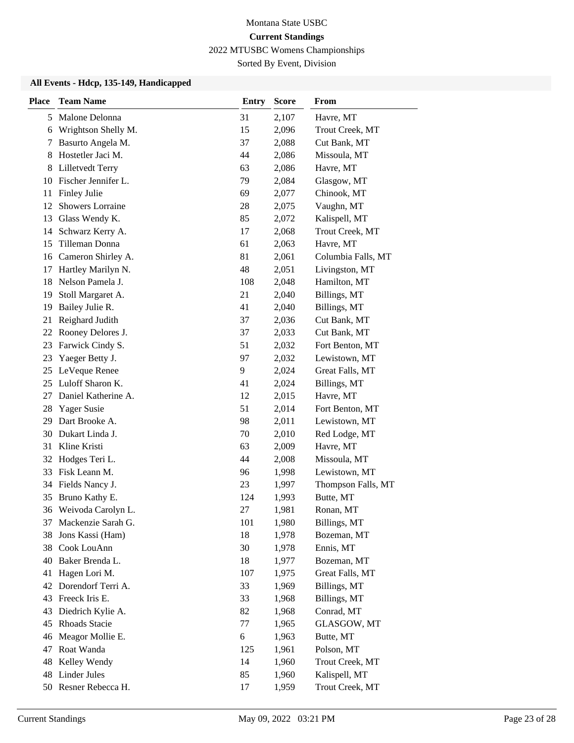Montana State USBC

**Current Standings**

2022 MTUSBC Womens Championships

Sorted By Event, Division

### All Events - Hdcp, 135-149, Handicapped

| Place | Team Name | Entry | Score | From |
|---|---|---|---|---|
| 5 | Malone Delonna | 31 | 2,107 | Havre, MT |
| 6 | Wrightson Shelly M. | 15 | 2,096 | Trout Creek, MT |
| 7 | Basurto Angela M. | 37 | 2,088 | Cut Bank, MT |
| 8 | Hostetler Jaci M. | 44 | 2,086 | Missoula, MT |
| 8 | Lilletvedt Terry | 63 | 2,086 | Havre, MT |
| 10 | Fischer Jennifer L. | 79 | 2,084 | Glasgow, MT |
| 11 | Finley Julie | 69 | 2,077 | Chinook, MT |
| 12 | Showers Lorraine | 28 | 2,075 | Vaughn, MT |
| 13 | Glass Wendy K. | 85 | 2,072 | Kalispell, MT |
| 14 | Schwarz Kerry A. | 17 | 2,068 | Trout Creek, MT |
| 15 | Tilleman Donna | 61 | 2,063 | Havre, MT |
| 16 | Cameron Shirley A. | 81 | 2,061 | Columbia Falls, MT |
| 17 | Hartley Marilyn N. | 48 | 2,051 | Livingston, MT |
| 18 | Nelson Pamela J. | 108 | 2,048 | Hamilton, MT |
| 19 | Stoll Margaret A. | 21 | 2,040 | Billings, MT |
| 19 | Bailey Julie R. | 41 | 2,040 | Billings, MT |
| 21 | Reighard Judith | 37 | 2,036 | Cut Bank, MT |
| 22 | Rooney Delores J. | 37 | 2,033 | Cut Bank, MT |
| 23 | Farwick Cindy S. | 51 | 2,032 | Fort Benton, MT |
| 23 | Yaeger Betty J. | 97 | 2,032 | Lewistown, MT |
| 25 | LeVeque Renee | 9 | 2,024 | Great Falls, MT |
| 25 | Luloff Sharon K. | 41 | 2,024 | Billings, MT |
| 27 | Daniel Katherine A. | 12 | 2,015 | Havre, MT |
| 28 | Yager Susie | 51 | 2,014 | Fort Benton, MT |
| 29 | Dart Brooke A. | 98 | 2,011 | Lewistown, MT |
| 30 | Dukart Linda J. | 70 | 2,010 | Red Lodge, MT |
| 31 | Kline Kristi | 63 | 2,009 | Havre, MT |
| 32 | Hodges Teri L. | 44 | 2,008 | Missoula, MT |
| 33 | Fisk Leann M. | 96 | 1,998 | Lewistown, MT |
| 34 | Fields Nancy J. | 23 | 1,997 | Thompson Falls, MT |
| 35 | Bruno Kathy E. | 124 | 1,993 | Butte, MT |
| 36 | Weivoda Carolyn L. | 27 | 1,981 | Ronan, MT |
| 37 | Mackenzie Sarah G. | 101 | 1,980 | Billings, MT |
| 38 | Jons Kassi (Ham) | 18 | 1,978 | Bozeman, MT |
| 38 | Cook LouAnn | 30 | 1,978 | Ennis, MT |
| 40 | Baker Brenda L. | 18 | 1,977 | Bozeman, MT |
| 41 | Hagen Lori M. | 107 | 1,975 | Great Falls, MT |
| 42 | Dorendorf Terri A. | 33 | 1,969 | Billings, MT |
| 43 | Freeck Iris E. | 33 | 1,968 | Billings, MT |
| 43 | Diedrich Kylie A. | 82 | 1,968 | Conrad, MT |
| 45 | Rhoads Stacie | 77 | 1,965 | GLASGOW, MT |
| 46 | Meagor Mollie E. | 6 | 1,963 | Butte, MT |
| 47 | Roat Wanda | 125 | 1,961 | Polson, MT |
| 48 | Kelley Wendy | 14 | 1,960 | Trout Creek, MT |
| 48 | Linder Jules | 85 | 1,960 | Kalispell, MT |
| 50 | Resner Rebecca H. | 17 | 1,959 | Trout Creek, MT |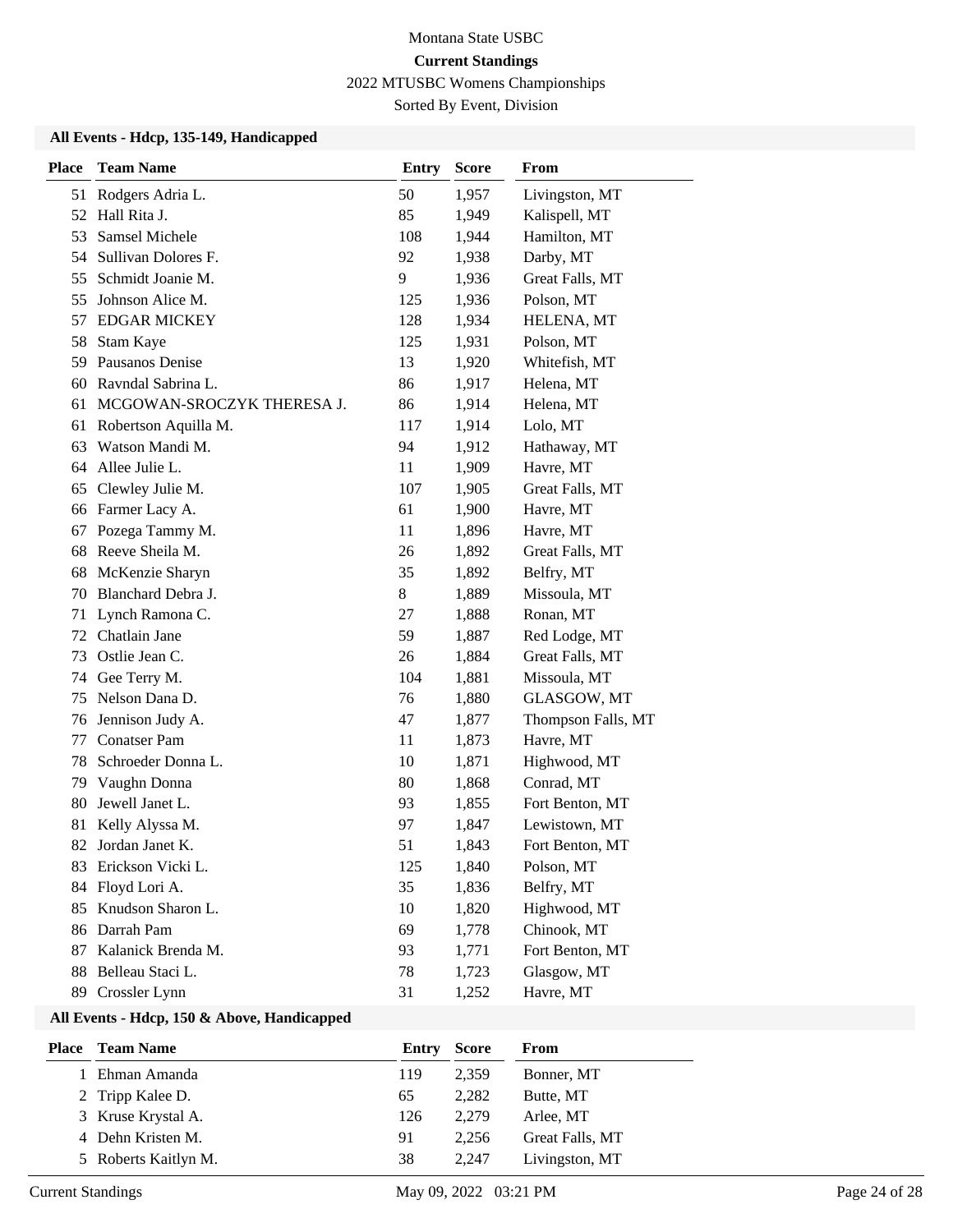Montana State USBC

**Current Standings**

2022 MTUSBC Womens Championships

Sorted By Event, Division

### All Events - Hdcp, 135-149, Handicapped

| Place | Team Name | Entry | Score | From |
|---|---|---|---|---|
| 51 | Rodgers Adria L. | 50 | 1,957 | Livingston, MT |
| 52 | Hall Rita J. | 85 | 1,949 | Kalispell, MT |
| 53 | Samsel Michele | 108 | 1,944 | Hamilton, MT |
| 54 | Sullivan Dolores F. | 92 | 1,938 | Darby, MT |
| 55 | Schmidt Joanie M. | 9 | 1,936 | Great Falls, MT |
| 55 | Johnson Alice M. | 125 | 1,936 | Polson, MT |
| 57 | EDGAR MICKEY | 128 | 1,934 | HELENA, MT |
| 58 | Stam Kaye | 125 | 1,931 | Polson, MT |
| 59 | Pausanos Denise | 13 | 1,920 | Whitefish, MT |
| 60 | Ravndal Sabrina L. | 86 | 1,917 | Helena, MT |
| 61 | MCGOWAN-SROCZYK THERESA J. | 86 | 1,914 | Helena, MT |
| 61 | Robertson Aquilla M. | 117 | 1,914 | Lolo, MT |
| 63 | Watson Mandi M. | 94 | 1,912 | Hathaway, MT |
| 64 | Allee Julie L. | 11 | 1,909 | Havre, MT |
| 65 | Clewley Julie M. | 107 | 1,905 | Great Falls, MT |
| 66 | Farmer Lacy A. | 61 | 1,900 | Havre, MT |
| 67 | Pozega Tammy M. | 11 | 1,896 | Havre, MT |
| 68 | Reeve Sheila M. | 26 | 1,892 | Great Falls, MT |
| 68 | McKenzie Sharyn | 35 | 1,892 | Belfry, MT |
| 70 | Blanchard Debra J. | 8 | 1,889 | Missoula, MT |
| 71 | Lynch Ramona C. | 27 | 1,888 | Ronan, MT |
| 72 | Chatlain Jane | 59 | 1,887 | Red Lodge, MT |
| 73 | Ostlie Jean C. | 26 | 1,884 | Great Falls, MT |
| 74 | Gee Terry M. | 104 | 1,881 | Missoula, MT |
| 75 | Nelson Dana D. | 76 | 1,880 | GLASGOW, MT |
| 76 | Jennison Judy A. | 47 | 1,877 | Thompson Falls, MT |
| 77 | Conatser Pam | 11 | 1,873 | Havre, MT |
| 78 | Schroeder Donna L. | 10 | 1,871 | Highwood, MT |
| 79 | Vaughn Donna | 80 | 1,868 | Conrad, MT |
| 80 | Jewell Janet L. | 93 | 1,855 | Fort Benton, MT |
| 81 | Kelly Alyssa M. | 97 | 1,847 | Lewistown, MT |
| 82 | Jordan Janet K. | 51 | 1,843 | Fort Benton, MT |
| 83 | Erickson Vicki L. | 125 | 1,840 | Polson, MT |
| 84 | Floyd Lori A. | 35 | 1,836 | Belfry, MT |
| 85 | Knudson Sharon L. | 10 | 1,820 | Highwood, MT |
| 86 | Darrah Pam | 69 | 1,778 | Chinook, MT |
| 87 | Kalanick Brenda M. | 93 | 1,771 | Fort Benton, MT |
| 88 | Belleau Staci L. | 78 | 1,723 | Glasgow, MT |
| 89 | Crossler Lynn | 31 | 1,252 | Havre, MT |

### All Events - Hdcp, 150 & Above, Handicapped

| Place | Team Name | Entry | Score | From |
|---|---|---|---|---|
| 1 | Ehman Amanda | 119 | 2,359 | Bonner, MT |
| 2 | Tripp Kalee D. | 65 | 2,282 | Butte, MT |
| 3 | Kruse Krystal A. | 126 | 2,279 | Arlee, MT |
| 4 | Dehn Kristen M. | 91 | 2,256 | Great Falls, MT |
| 5 | Roberts Kaitlyn M. | 38 | 2,247 | Livingston, MT |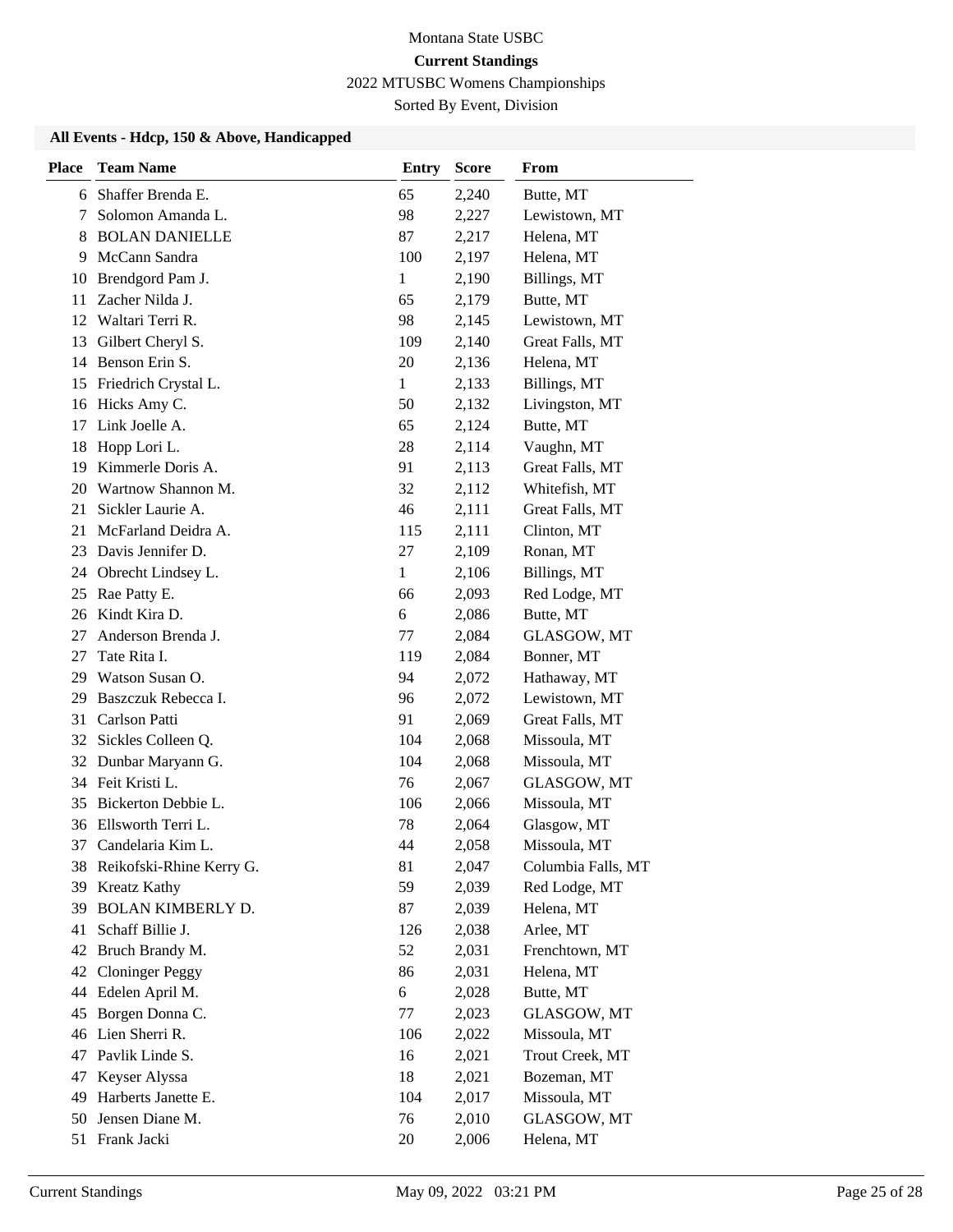Montana State USBC

**Current Standings**

2022 MTUSBC Womens Championships

Sorted By Event, Division

### All Events - Hdcp, 150 & Above, Handicapped

| Place | Team Name | Entry | Score | From |
|---|---|---|---|---|
| 6 | Shaffer Brenda E. | 65 | 2,240 | Butte, MT |
| 7 | Solomon Amanda L. | 98 | 2,227 | Lewistown, MT |
| 8 | BOLAN DANIELLE | 87 | 2,217 | Helena, MT |
| 9 | McCann Sandra | 100 | 2,197 | Helena, MT |
| 10 | Brendgord Pam J. | 1 | 2,190 | Billings, MT |
| 11 | Zacher Nilda J. | 65 | 2,179 | Butte, MT |
| 12 | Waltari Terri R. | 98 | 2,145 | Lewistown, MT |
| 13 | Gilbert Cheryl S. | 109 | 2,140 | Great Falls, MT |
| 14 | Benson Erin S. | 20 | 2,136 | Helena, MT |
| 15 | Friedrich Crystal L. | 1 | 2,133 | Billings, MT |
| 16 | Hicks Amy C. | 50 | 2,132 | Livingston, MT |
| 17 | Link Joelle A. | 65 | 2,124 | Butte, MT |
| 18 | Hopp Lori L. | 28 | 2,114 | Vaughn, MT |
| 19 | Kimmerle Doris A. | 91 | 2,113 | Great Falls, MT |
| 20 | Wartnow Shannon M. | 32 | 2,112 | Whitefish, MT |
| 21 | Sickler Laurie A. | 46 | 2,111 | Great Falls, MT |
| 21 | McFarland Deidra A. | 115 | 2,111 | Clinton, MT |
| 23 | Davis Jennifer D. | 27 | 2,109 | Ronan, MT |
| 24 | Obrecht Lindsey L. | 1 | 2,106 | Billings, MT |
| 25 | Rae Patty E. | 66 | 2,093 | Red Lodge, MT |
| 26 | Kindt Kira D. | 6 | 2,086 | Butte, MT |
| 27 | Anderson Brenda J. | 77 | 2,084 | GLASGOW, MT |
| 27 | Tate Rita I. | 119 | 2,084 | Bonner, MT |
| 29 | Watson Susan O. | 94 | 2,072 | Hathaway, MT |
| 29 | Baszczuk Rebecca I. | 96 | 2,072 | Lewistown, MT |
| 31 | Carlson Patti | 91 | 2,069 | Great Falls, MT |
| 32 | Sickles Colleen Q. | 104 | 2,068 | Missoula, MT |
| 32 | Dunbar Maryann G. | 104 | 2,068 | Missoula, MT |
| 34 | Feit Kristi L. | 76 | 2,067 | GLASGOW, MT |
| 35 | Bickerton Debbie L. | 106 | 2,066 | Missoula, MT |
| 36 | Ellsworth Terri L. | 78 | 2,064 | Glasgow, MT |
| 37 | Candelaria Kim L. | 44 | 2,058 | Missoula, MT |
| 38 | Reikofski-Rhine Kerry G. | 81 | 2,047 | Columbia Falls, MT |
| 39 | Kreatz Kathy | 59 | 2,039 | Red Lodge, MT |
| 39 | BOLAN KIMBERLY D. | 87 | 2,039 | Helena, MT |
| 41 | Schaff Billie J. | 126 | 2,038 | Arlee, MT |
| 42 | Bruch Brandy M. | 52 | 2,031 | Frenchtown, MT |
| 42 | Cloninger Peggy | 86 | 2,031 | Helena, MT |
| 44 | Edelen April M. | 6 | 2,028 | Butte, MT |
| 45 | Borgen Donna C. | 77 | 2,023 | GLASGOW, MT |
| 46 | Lien Sherri R. | 106 | 2,022 | Missoula, MT |
| 47 | Pavlik Linde S. | 16 | 2,021 | Trout Creek, MT |
| 47 | Keyser Alyssa | 18 | 2,021 | Bozeman, MT |
| 49 | Harberts Janette E. | 104 | 2,017 | Missoula, MT |
| 50 | Jensen Diane M. | 76 | 2,010 | GLASGOW, MT |
| 51 | Frank Jacki | 20 | 2,006 | Helena, MT |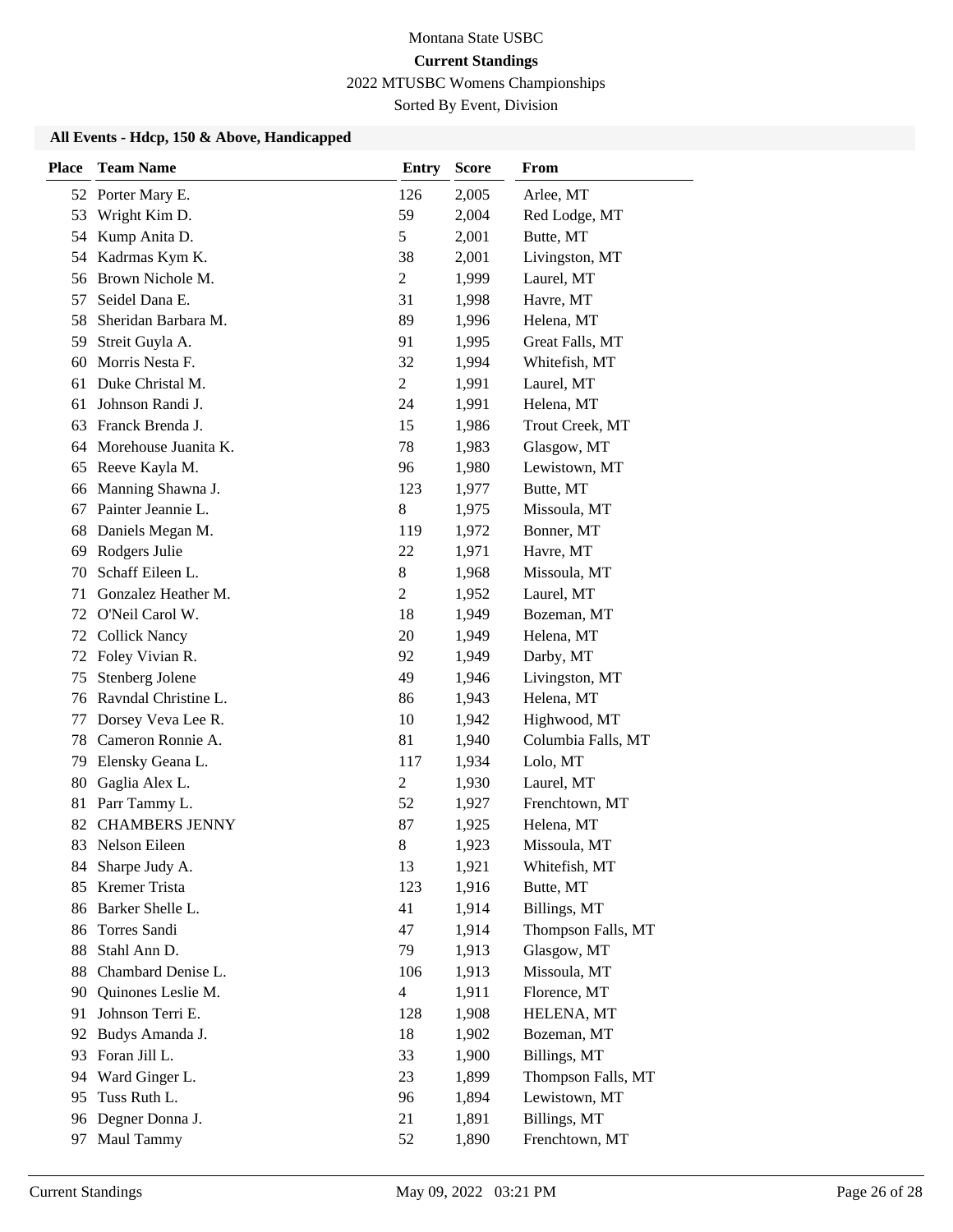Montana State USBC

**Current Standings**

2022 MTUSBC Womens Championships

Sorted By Event, Division

### All Events - Hdcp, 150 & Above, Handicapped

| Place | Team Name | Entry | Score | From |
|---|---|---|---|---|
| 52 | Porter Mary E. | 126 | 2,005 | Arlee, MT |
| 53 | Wright Kim D. | 59 | 2,004 | Red Lodge, MT |
| 54 | Kump Anita D. | 5 | 2,001 | Butte, MT |
| 54 | Kadrmas Kym K. | 38 | 2,001 | Livingston, MT |
| 56 | Brown Nichole M. | 2 | 1,999 | Laurel, MT |
| 57 | Seidel Dana E. | 31 | 1,998 | Havre, MT |
| 58 | Sheridan Barbara M. | 89 | 1,996 | Helena, MT |
| 59 | Streit Guyla A. | 91 | 1,995 | Great Falls, MT |
| 60 | Morris Nesta F. | 32 | 1,994 | Whitefish, MT |
| 61 | Duke Christal M. | 2 | 1,991 | Laurel, MT |
| 61 | Johnson Randi J. | 24 | 1,991 | Helena, MT |
| 63 | Franck Brenda J. | 15 | 1,986 | Trout Creek, MT |
| 64 | Morehouse Juanita K. | 78 | 1,983 | Glasgow, MT |
| 65 | Reeve Kayla M. | 96 | 1,980 | Lewistown, MT |
| 66 | Manning Shawna J. | 123 | 1,977 | Butte, MT |
| 67 | Painter Jeannie L. | 8 | 1,975 | Missoula, MT |
| 68 | Daniels Megan M. | 119 | 1,972 | Bonner, MT |
| 69 | Rodgers Julie | 22 | 1,971 | Havre, MT |
| 70 | Schaff Eileen L. | 8 | 1,968 | Missoula, MT |
| 71 | Gonzalez Heather M. | 2 | 1,952 | Laurel, MT |
| 72 | O'Neil Carol W. | 18 | 1,949 | Bozeman, MT |
| 72 | Collick Nancy | 20 | 1,949 | Helena, MT |
| 72 | Foley Vivian R. | 92 | 1,949 | Darby, MT |
| 75 | Stenberg Jolene | 49 | 1,946 | Livingston, MT |
| 76 | Ravndal Christine L. | 86 | 1,943 | Helena, MT |
| 77 | Dorsey Veva Lee R. | 10 | 1,942 | Highwood, MT |
| 78 | Cameron Ronnie A. | 81 | 1,940 | Columbia Falls, MT |
| 79 | Elensky Geana L. | 117 | 1,934 | Lolo, MT |
| 80 | Gaglia Alex L. | 2 | 1,930 | Laurel, MT |
| 81 | Parr Tammy L. | 52 | 1,927 | Frenchtown, MT |
| 82 | CHAMBERS JENNY | 87 | 1,925 | Helena, MT |
| 83 | Nelson Eileen | 8 | 1,923 | Missoula, MT |
| 84 | Sharpe Judy A. | 13 | 1,921 | Whitefish, MT |
| 85 | Kremer Trista | 123 | 1,916 | Butte, MT |
| 86 | Barker Shelle L. | 41 | 1,914 | Billings, MT |
| 86 | Torres Sandi | 47 | 1,914 | Thompson Falls, MT |
| 88 | Stahl Ann D. | 79 | 1,913 | Glasgow, MT |
| 88 | Chambard Denise L. | 106 | 1,913 | Missoula, MT |
| 90 | Quinones Leslie M. | 4 | 1,911 | Florence, MT |
| 91 | Johnson Terri E. | 128 | 1,908 | HELENA, MT |
| 92 | Budys Amanda J. | 18 | 1,902 | Bozeman, MT |
| 93 | Foran Jill L. | 33 | 1,900 | Billings, MT |
| 94 | Ward Ginger L. | 23 | 1,899 | Thompson Falls, MT |
| 95 | Tuss Ruth L. | 96 | 1,894 | Lewistown, MT |
| 96 | Degner Donna J. | 21 | 1,891 | Billings, MT |
| 97 | Maul Tammy | 52 | 1,890 | Frenchtown, MT |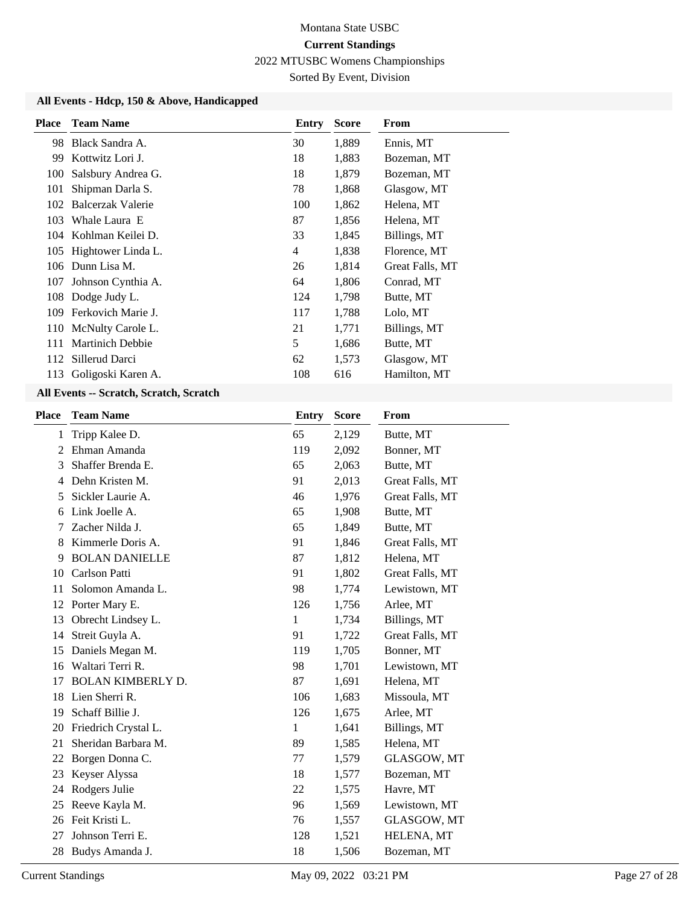Montana State USBC

**Current Standings**

2022 MTUSBC Womens Championships

Sorted By Event, Division

### All Events - Hdcp, 150 & Above, Handicapped

| Place | Team Name | Entry | Score | From |
|---|---|---|---|---|
| 98 | Black Sandra A. | 30 | 1,889 | Ennis, MT |
| 99 | Kottwitz Lori J. | 18 | 1,883 | Bozeman, MT |
| 100 | Salsbury Andrea G. | 18 | 1,879 | Bozeman, MT |
| 101 | Shipman Darla S. | 78 | 1,868 | Glasgow, MT |
| 102 | Balcerzak Valerie | 100 | 1,862 | Helena, MT |
| 103 | Whale Laura E | 87 | 1,856 | Helena, MT |
| 104 | Kohlman Keilei D. | 33 | 1,845 | Billings, MT |
| 105 | Hightower Linda L. | 4 | 1,838 | Florence, MT |
| 106 | Dunn Lisa M. | 26 | 1,814 | Great Falls, MT |
| 107 | Johnson Cynthia A. | 64 | 1,806 | Conrad, MT |
| 108 | Dodge Judy L. | 124 | 1,798 | Butte, MT |
| 109 | Ferkovich Marie J. | 117 | 1,788 | Lolo, MT |
| 110 | McNulty Carole L. | 21 | 1,771 | Billings, MT |
| 111 | Martinich Debbie | 5 | 1,686 | Butte, MT |
| 112 | Sillerud Darci | 62 | 1,573 | Glasgow, MT |
| 113 | Goligoski Karen A. | 108 | 616 | Hamilton, MT |

### All Events -- Scratch, Scratch, Scratch

| Place | Team Name | Entry | Score | From |
|---|---|---|---|---|
| 1 | Tripp Kalee D. | 65 | 2,129 | Butte, MT |
| 2 | Ehman Amanda | 119 | 2,092 | Bonner, MT |
| 3 | Shaffer Brenda E. | 65 | 2,063 | Butte, MT |
| 4 | Dehn Kristen M. | 91 | 2,013 | Great Falls, MT |
| 5 | Sickler Laurie A. | 46 | 1,976 | Great Falls, MT |
| 6 | Link Joelle A. | 65 | 1,908 | Butte, MT |
| 7 | Zacher Nilda J. | 65 | 1,849 | Butte, MT |
| 8 | Kimmerle Doris A. | 91 | 1,846 | Great Falls, MT |
| 9 | BOLAN DANIELLE | 87 | 1,812 | Helena, MT |
| 10 | Carlson Patti | 91 | 1,802 | Great Falls, MT |
| 11 | Solomon Amanda L. | 98 | 1,774 | Lewistown, MT |
| 12 | Porter Mary E. | 126 | 1,756 | Arlee, MT |
| 13 | Obrecht Lindsey L. | 1 | 1,734 | Billings, MT |
| 14 | Streit Guyla A. | 91 | 1,722 | Great Falls, MT |
| 15 | Daniels Megan M. | 119 | 1,705 | Bonner, MT |
| 16 | Waltari Terri R. | 98 | 1,701 | Lewistown, MT |
| 17 | BOLAN KIMBERLY D. | 87 | 1,691 | Helena, MT |
| 18 | Lien Sherri R. | 106 | 1,683 | Missoula, MT |
| 19 | Schaff Billie J. | 126 | 1,675 | Arlee, MT |
| 20 | Friedrich Crystal L. | 1 | 1,641 | Billings, MT |
| 21 | Sheridan Barbara M. | 89 | 1,585 | Helena, MT |
| 22 | Borgen Donna C. | 77 | 1,579 | GLASGOW, MT |
| 23 | Keyser Alyssa | 18 | 1,577 | Bozeman, MT |
| 24 | Rodgers Julie | 22 | 1,575 | Havre, MT |
| 25 | Reeve Kayla M. | 96 | 1,569 | Lewistown, MT |
| 26 | Feit Kristi L. | 76 | 1,557 | GLASGOW, MT |
| 27 | Johnson Terri E. | 128 | 1,521 | HELENA, MT |
| 28 | Budys Amanda J. | 18 | 1,506 | Bozeman, MT |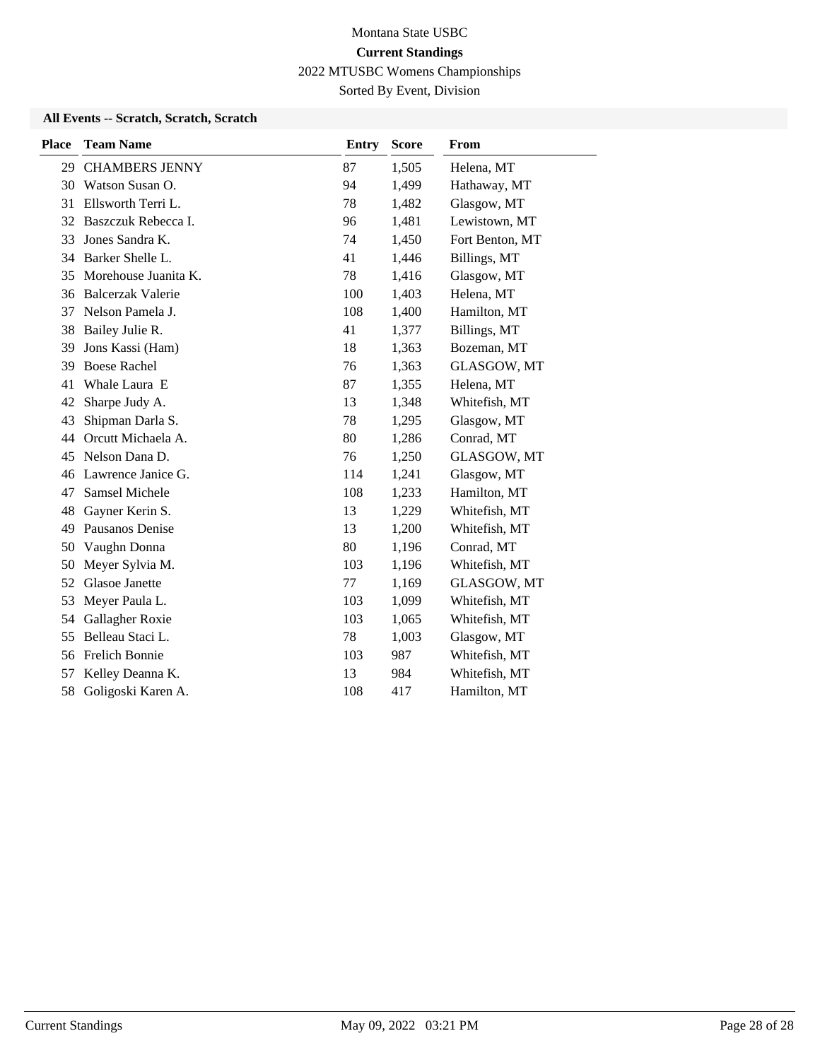Montana State USBC

**Current Standings**

2022 MTUSBC Womens Championships

Sorted By Event, Division

### All Events -- Scratch, Scratch, Scratch

| Place | Team Name | Entry | Score | From |
|---|---|---|---|---|
| 29 | CHAMBERS JENNY | 87 | 1,505 | Helena, MT |
| 30 | Watson Susan O. | 94 | 1,499 | Hathaway, MT |
| 31 | Ellsworth Terri L. | 78 | 1,482 | Glasgow, MT |
| 32 | Baszczuk Rebecca I. | 96 | 1,481 | Lewistown, MT |
| 33 | Jones Sandra K. | 74 | 1,450 | Fort Benton, MT |
| 34 | Barker Shelle L. | 41 | 1,446 | Billings, MT |
| 35 | Morehouse Juanita K. | 78 | 1,416 | Glasgow, MT |
| 36 | Balcerzak Valerie | 100 | 1,403 | Helena, MT |
| 37 | Nelson Pamela J. | 108 | 1,400 | Hamilton, MT |
| 38 | Bailey Julie R. | 41 | 1,377 | Billings, MT |
| 39 | Jons Kassi (Ham) | 18 | 1,363 | Bozeman, MT |
| 39 | Boese Rachel | 76 | 1,363 | GLASGOW, MT |
| 41 | Whale Laura E | 87 | 1,355 | Helena, MT |
| 42 | Sharpe Judy A. | 13 | 1,348 | Whitefish, MT |
| 43 | Shipman Darla S. | 78 | 1,295 | Glasgow, MT |
| 44 | Orcutt Michaela A. | 80 | 1,286 | Conrad, MT |
| 45 | Nelson Dana D. | 76 | 1,250 | GLASGOW, MT |
| 46 | Lawrence Janice G. | 114 | 1,241 | Glasgow, MT |
| 47 | Samsel Michele | 108 | 1,233 | Hamilton, MT |
| 48 | Gayner Kerin S. | 13 | 1,229 | Whitefish, MT |
| 49 | Pausanos Denise | 13 | 1,200 | Whitefish, MT |
| 50 | Vaughn Donna | 80 | 1,196 | Conrad, MT |
| 50 | Meyer Sylvia M. | 103 | 1,196 | Whitefish, MT |
| 52 | Glasoe Janette | 77 | 1,169 | GLASGOW, MT |
| 53 | Meyer Paula L. | 103 | 1,099 | Whitefish, MT |
| 54 | Gallagher Roxie | 103 | 1,065 | Whitefish, MT |
| 55 | Belleau Staci L. | 78 | 1,003 | Glasgow, MT |
| 56 | Frelich Bonnie | 103 | 987 | Whitefish, MT |
| 57 | Kelley Deanna K. | 13 | 984 | Whitefish, MT |
| 58 | Goligoski Karen A. | 108 | 417 | Hamilton, MT |